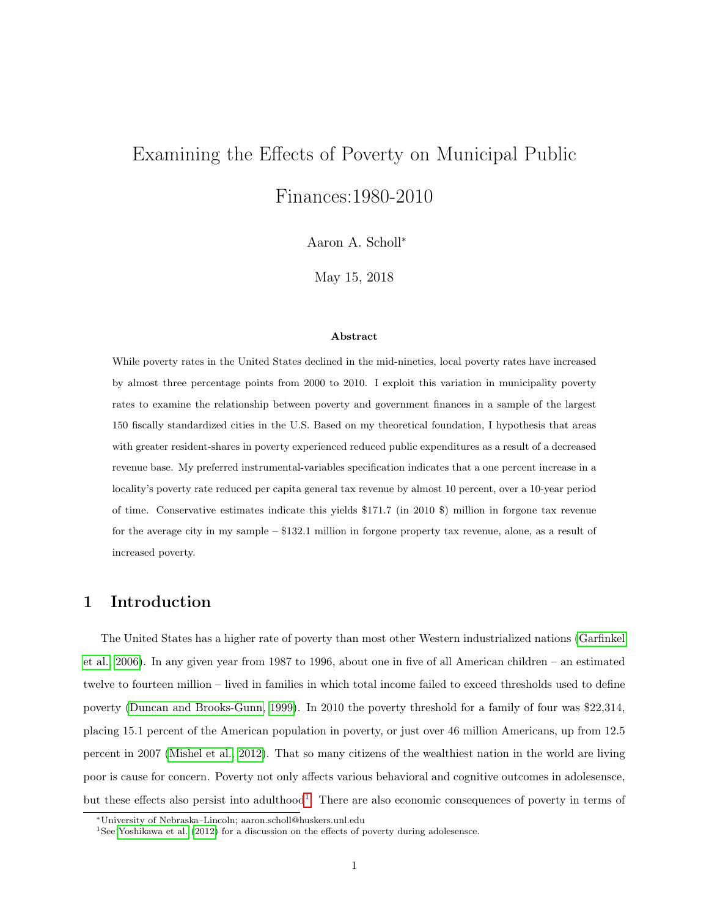# Examining the Effects of Poverty on Municipal Public Finances:1980-2010

Aaron A. Scholl*

May 15, 2018

### Abstract

While poverty rates in the United States declined in the mid-nineties, local poverty rates have increased by almost three percentage points from 2000 to 2010. I exploit this variation in municipality poverty rates to examine the relationship between poverty and government finances in a sample of the largest 150 fiscally standardized cities in the U.S. Based on my theoretical foundation, I hypothesis that areas with greater resident-shares in poverty experienced reduced public expenditures as a result of a decreased revenue base. My preferred instrumental-variables specification indicates that a one percent increase in a locality's poverty rate reduced per capita general tax revenue by almost 10 percent, over a 10-year period of time. Conservative estimates indicate this yields $171.7 (in 2010 $) million in forgone tax revenue for the average city in my sample – $132.1 million in forgone property tax revenue, alone, as a result of increased poverty.

## 1 Introduction

The United States has a higher rate of poverty than most other Western industrialized nations (Garfinkel et al., 2006). In any given year from 1987 to 1996, about one in five of all American children – an estimated twelve to fourteen million – lived in families in which total income failed to exceed thresholds used to define poverty (Duncan and Brooks-Gunn, 1999). In 2010 the poverty threshold for a family of four was $22,314, placing 15.1 percent of the American population in poverty, or just over 46 million Americans, up from 12.5 percent in 2007 (Mishel et al., 2012). That so many citizens of the wealthiest nation in the world are living poor is cause for concern. Poverty not only affects various behavioral and cognitive outcomes in adolesensce, but these effects also persist into adulthood[1]. There are also economic consequences of poverty in terms of

*University of Nebraska–Lincoln; aaron.scholl@huskers.unl.edu

[1] See Yoshikawa et al. (2012) for a discussion on the effects of poverty during adolesensce.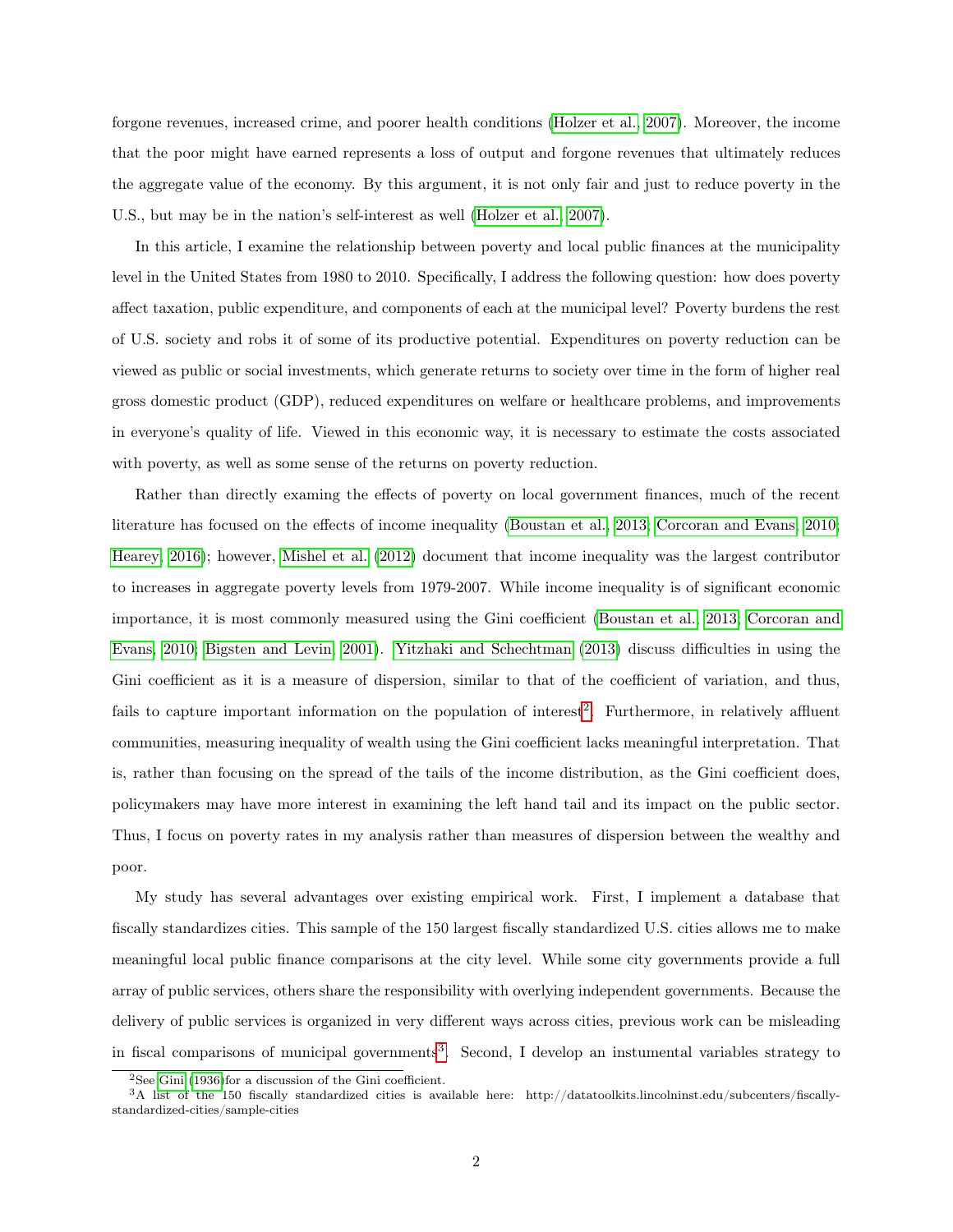forgone revenues, increased crime, and poorer health conditions (Holzer et al., 2007). Moreover, the income that the poor might have earned represents a loss of output and forgone revenues that ultimately reduces the aggregate value of the economy. By this argument, it is not only fair and just to reduce poverty in the U.S., but may be in the nation's self-interest as well (Holzer et al., 2007).

In this article, I examine the relationship between poverty and local public finances at the municipality level in the United States from 1980 to 2010. Specifically, I address the following question: how does poverty affect taxation, public expenditure, and components of each at the municipal level? Poverty burdens the rest of U.S. society and robs it of some of its productive potential. Expenditures on poverty reduction can be viewed as public or social investments, which generate returns to society over time in the form of higher real gross domestic product (GDP), reduced expenditures on welfare or healthcare problems, and improvements in everyone's quality of life. Viewed in this economic way, it is necessary to estimate the costs associated with poverty, as well as some sense of the returns on poverty reduction.

Rather than directly examing the effects of poverty on local government finances, much of the recent literature has focused on the effects of income inequality (Boustan et al., 2013; Corcoran and Evans, 2010; Hearey, 2016); however, Mishel et al. (2012) document that income inequality was the largest contributor to increases in aggregate poverty levels from 1979-2007. While income inequality is of significant economic importance, it is most commonly measured using the Gini coefficient (Boustan et al., 2013; Corcoran and Evans, 2010; Bigsten and Levin, 2001). Yitzhaki and Schechtman (2013) discuss difficulties in using the Gini coefficient as it is a measure of dispersion, similar to that of the coefficient of variation, and thus, fails to capture important information on the population of interest[2]. Furthermore, in relatively affluent communities, measuring inequality of wealth using the Gini coefficient lacks meaningful interpretation. That is, rather than focusing on the spread of the tails of the income distribution, as the Gini coefficient does, policymakers may have more interest in examining the left hand tail and its impact on the public sector. Thus, I focus on poverty rates in my analysis rather than measures of dispersion between the wealthy and poor.

My study has several advantages over existing empirical work. First, I implement a database that fiscally standardizes cities. This sample of the 150 largest fiscally standardized U.S. cities allows me to make meaningful local public finance comparisons at the city level. While some city governments provide a full array of public services, others share the responsibility with overlying independent governments. Because the delivery of public services is organized in very different ways across cities, previous work can be misleading in fiscal comparisons of municipal governments[3]. Second, I develop an instumental variables strategy to

[2]See Gini (1936) for a discussion of the Gini coefficient.

[3]A list of the 150 fiscally standardized cities is available here: http://datatoolkits.lincolninst.edu/subcenters/fiscally-standardized-cities/sample-cities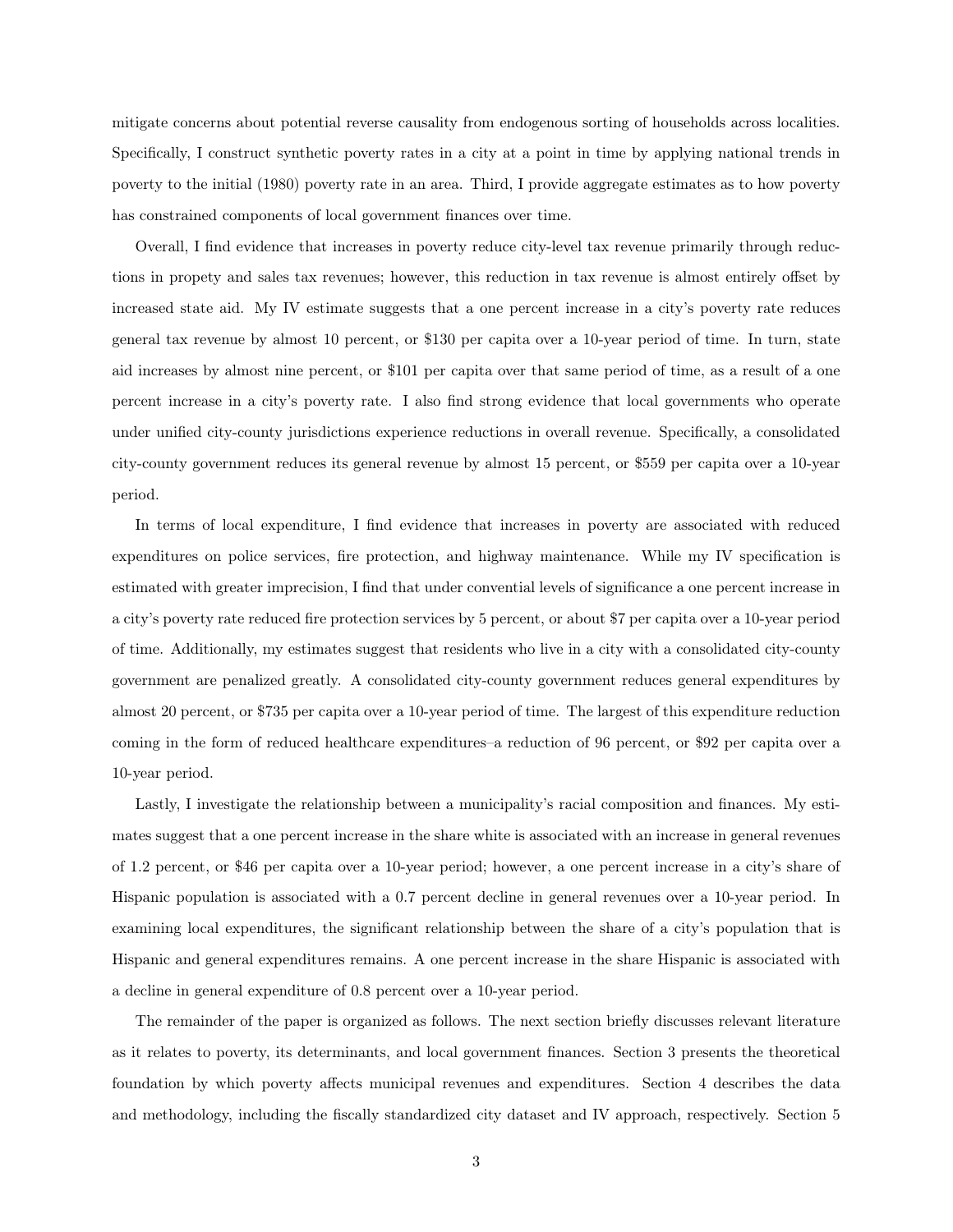mitigate concerns about potential reverse causality from endogenous sorting of households across localities. Specifically, I construct synthetic poverty rates in a city at a point in time by applying national trends in poverty to the initial (1980) poverty rate in an area. Third, I provide aggregate estimates as to how poverty has constrained components of local government finances over time.

Overall, I find evidence that increases in poverty reduce city-level tax revenue primarily through reductions in propety and sales tax revenues; however, this reduction in tax revenue is almost entirely offset by increased state aid. My IV estimate suggests that a one percent increase in a city's poverty rate reduces general tax revenue by almost 10 percent, or $130 per capita over a 10-year period of time. In turn, state aid increases by almost nine percent, or $101 per capita over that same period of time, as a result of a one percent increase in a city's poverty rate. I also find strong evidence that local governments who operate under unified city-county jurisdictions experience reductions in overall revenue. Specifically, a consolidated city-county government reduces its general revenue by almost 15 percent, or $559 per capita over a 10-year period.

In terms of local expenditure, I find evidence that increases in poverty are associated with reduced expenditures on police services, fire protection, and highway maintenance. While my IV specification is estimated with greater imprecision, I find that under convential levels of significance a one percent increase in a city's poverty rate reduced fire protection services by 5 percent, or about $7 per capita over a 10-year period of time. Additionally, my estimates suggest that residents who live in a city with a consolidated city-county government are penalized greatly. A consolidated city-county government reduces general expenditures by almost 20 percent, or $735 per capita over a 10-year period of time. The largest of this expenditure reduction coming in the form of reduced healthcare expenditures–a reduction of 96 percent, or $92 per capita over a 10-year period.

Lastly, I investigate the relationship between a municipality's racial composition and finances. My estimates suggest that a one percent increase in the share white is associated with an increase in general revenues of 1.2 percent, or $46 per capita over a 10-year period; however, a one percent increase in a city's share of Hispanic population is associated with a 0.7 percent decline in general revenues over a 10-year period. In examining local expenditures, the significant relationship between the share of a city's population that is Hispanic and general expenditures remains. A one percent increase in the share Hispanic is associated with a decline in general expenditure of 0.8 percent over a 10-year period.

The remainder of the paper is organized as follows. The next section briefly discusses relevant literature as it relates to poverty, its determinants, and local government finances. Section 3 presents the theoretical foundation by which poverty affects municipal revenues and expenditures. Section 4 describes the data and methodology, including the fiscally standardized city dataset and IV approach, respectively. Section 5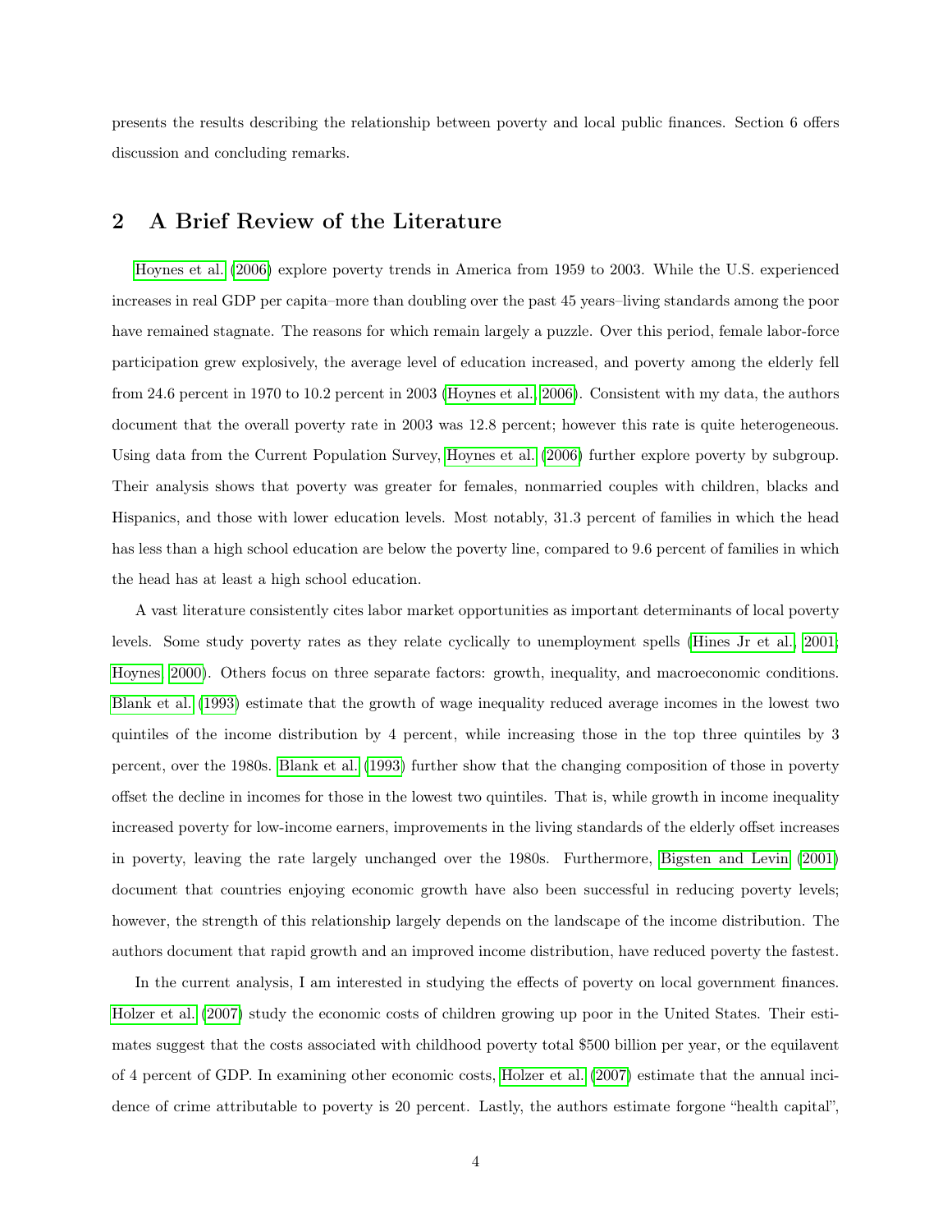presents the results describing the relationship between poverty and local public finances. Section 6 offers discussion and concluding remarks.

## 2 A Brief Review of the Literature

Hoynes et al. (2006) explore poverty trends in America from 1959 to 2003. While the U.S. experienced increases in real GDP per capita–more than doubling over the past 45 years–living standards among the poor have remained stagnate. The reasons for which remain largely a puzzle. Over this period, female labor-force participation grew explosively, the average level of education increased, and poverty among the elderly fell from 24.6 percent in 1970 to 10.2 percent in 2003 (Hoynes et al., 2006). Consistent with my data, the authors document that the overall poverty rate in 2003 was 12.8 percent; however this rate is quite heterogeneous. Using data from the Current Population Survey, Hoynes et al. (2006) further explore poverty by subgroup. Their analysis shows that poverty was greater for females, nonmarried couples with children, blacks and Hispanics, and those with lower education levels. Most notably, 31.3 percent of families in which the head has less than a high school education are below the poverty line, compared to 9.6 percent of families in which the head has at least a high school education.

A vast literature consistently cites labor market opportunities as important determinants of local poverty levels. Some study poverty rates as they relate cyclically to unemployment spells (Hines Jr et al., 2001; Hoynes, 2000). Others focus on three separate factors: growth, inequality, and macroeconomic conditions. Blank et al. (1993) estimate that the growth of wage inequality reduced average incomes in the lowest two quintiles of the income distribution by 4 percent, while increasing those in the top three quintiles by 3 percent, over the 1980s. Blank et al. (1993) further show that the changing composition of those in poverty offset the decline in incomes for those in the lowest two quintiles. That is, while growth in income inequality increased poverty for low-income earners, improvements in the living standards of the elderly offset increases in poverty, leaving the rate largely unchanged over the 1980s. Furthermore, Bigsten and Levin (2001) document that countries enjoying economic growth have also been successful in reducing poverty levels; however, the strength of this relationship largely depends on the landscape of the income distribution. The authors document that rapid growth and an improved income distribution, have reduced poverty the fastest.

In the current analysis, I am interested in studying the effects of poverty on local government finances. Holzer et al. (2007) study the economic costs of children growing up poor in the United States. Their estimates suggest that the costs associated with childhood poverty total $500 billion per year, or the equilavent of 4 percent of GDP. In examining other economic costs, Holzer et al. (2007) estimate that the annual incidence of crime attributable to poverty is 20 percent. Lastly, the authors estimate forgone "health capital",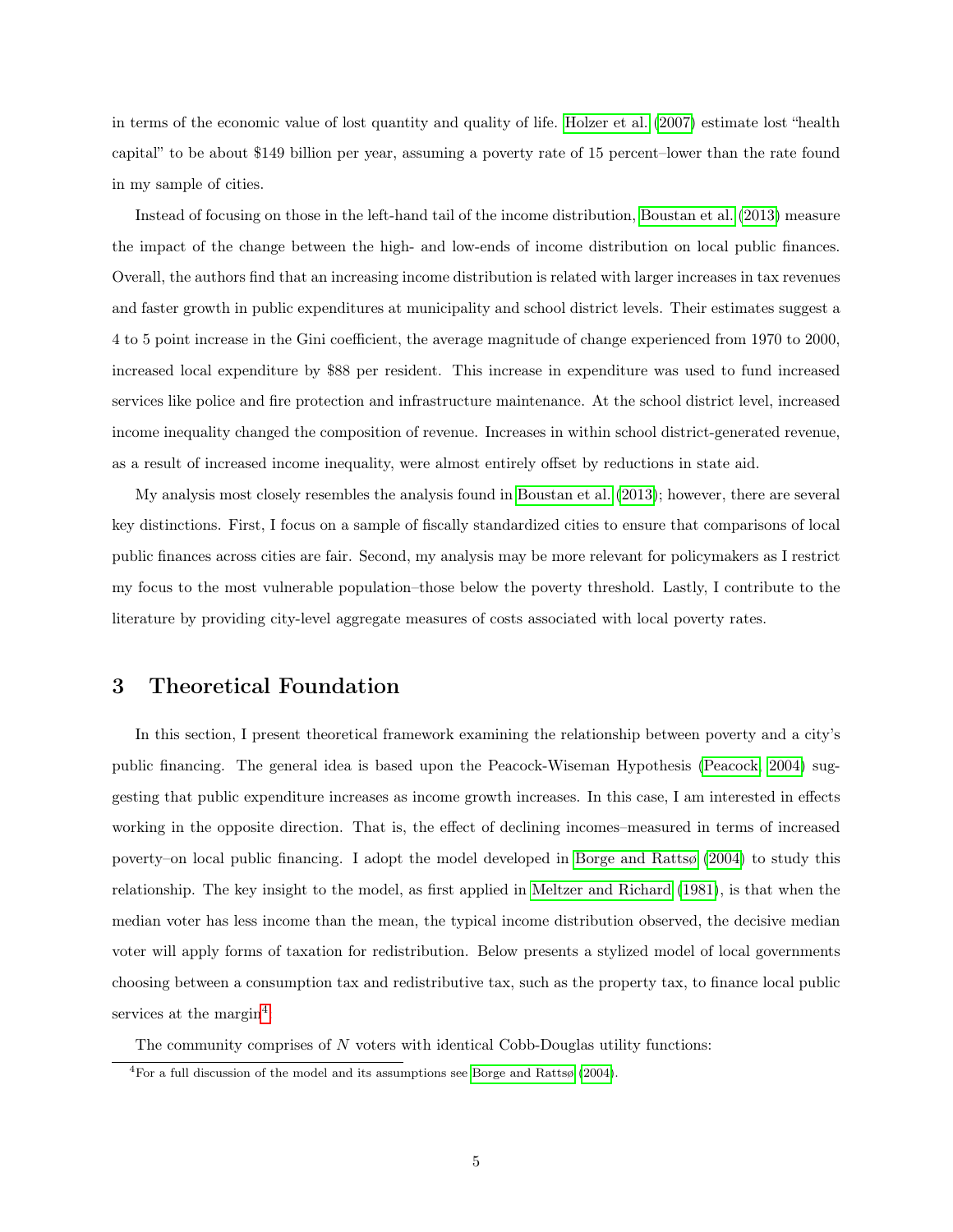in terms of the economic value of lost quantity and quality of life. Holzer et al. (2007) estimate lost "health capital" to be about $149 billion per year, assuming a poverty rate of 15 percent–lower than the rate found in my sample of cities.

Instead of focusing on those in the left-hand tail of the income distribution, Boustan et al. (2013) measure the impact of the change between the high- and low-ends of income distribution on local public finances. Overall, the authors find that an increasing income distribution is related with larger increases in tax revenues and faster growth in public expenditures at municipality and school district levels. Their estimates suggest a 4 to 5 point increase in the Gini coefficient, the average magnitude of change experienced from 1970 to 2000, increased local expenditure by $88 per resident. This increase in expenditure was used to fund increased services like police and fire protection and infrastructure maintenance. At the school district level, increased income inequality changed the composition of revenue. Increases in within school district-generated revenue, as a result of increased income inequality, were almost entirely offset by reductions in state aid.

My analysis most closely resembles the analysis found in Boustan et al. (2013); however, there are several key distinctions. First, I focus on a sample of fiscally standardized cities to ensure that comparisons of local public finances across cities are fair. Second, my analysis may be more relevant for policymakers as I restrict my focus to the most vulnerable population–those below the poverty threshold. Lastly, I contribute to the literature by providing city-level aggregate measures of costs associated with local poverty rates.

# 3 Theoretical Foundation

In this section, I present theoretical framework examining the relationship between poverty and a city's public financing. The general idea is based upon the Peacock-Wiseman Hypothesis (Peacock, 2004) suggesting that public expenditure increases as income growth increases. In this case, I am interested in effects working in the opposite direction. That is, the effect of declining incomes–measured in terms of increased poverty–on local public financing. I adopt the model developed in Borge and Rattsø (2004) to study this relationship. The key insight to the model, as first applied in Meltzer and Richard (1981), is that when the median voter has less income than the mean, the typical income distribution observed, the decisive median voter will apply forms of taxation for redistribution. Below presents a stylized model of local governments choosing between a consumption tax and redistributive tax, such as the property tax, to finance local public services at the margin[4].

The community comprises of $N$ voters with identical Cobb-Douglas utility functions:

[4] For a full discussion of the model and its assumptions see Borge and Rattsø (2004).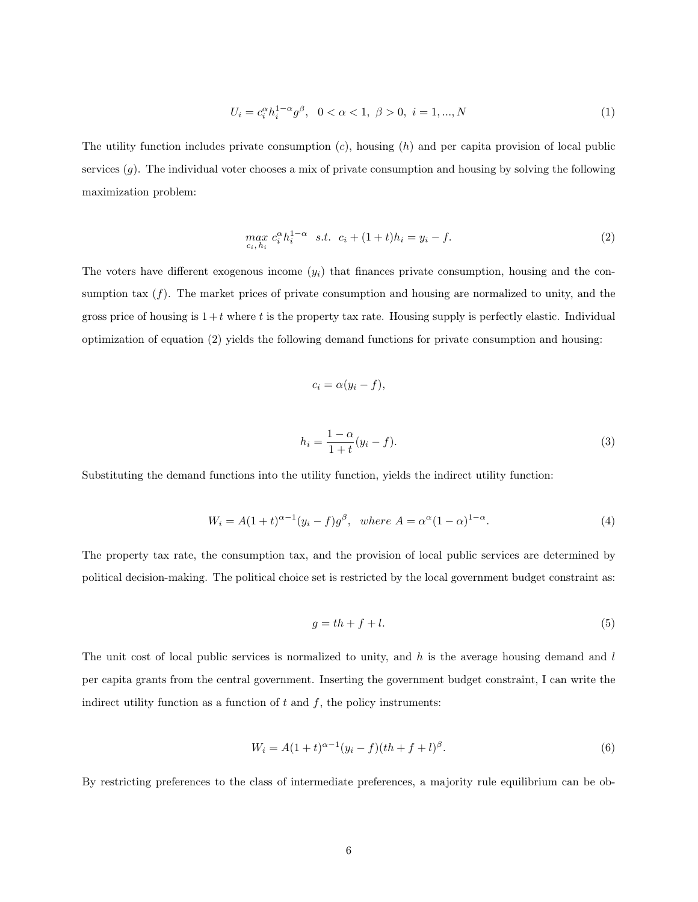$$U_i = c_i^{\alpha} h_i^{1-\alpha} g^{\beta}, \quad 0 < \alpha < 1, \; \beta > 0, \; i = 1, ..., N \tag{1}$$

The utility function includes private consumption ($c$), housing ($h$) and per capita provision of local public services ($g$). The individual voter chooses a mix of private consumption and housing by solving the following maximization problem:

$$\max_{c_i,\, h_i} \; c_i^{\alpha} h_i^{1-\alpha} \quad s.t. \;\; c_i + (1+t)h_i = y_i - f. \tag{2}$$

The voters have different exogenous income ($y_i$) that finances private consumption, housing and the consumption tax ($f$). The market prices of private consumption and housing are normalized to unity, and the gross price of housing is $1+t$ where $t$ is the property tax rate. Housing supply is perfectly elastic. Individual optimization of equation (2) yields the following demand functions for private consumption and housing:

$$c_i = \alpha(y_i - f),$$

$$h_i = \frac{1-\alpha}{1+t}(y_i - f). \tag{3}$$

Substituting the demand functions into the utility function, yields the indirect utility function:

$$W_i = A(1+t)^{\alpha-1}(y_i - f)g^{\beta}, \quad where \; A = \alpha^{\alpha}(1-\alpha)^{1-\alpha}. \tag{4}$$

The property tax rate, the consumption tax, and the provision of local public services are determined by political decision-making. The political choice set is restricted by the local government budget constraint as:

$$g = th + f + l. \tag{5}$$

The unit cost of local public services is normalized to unity, and $h$ is the average housing demand and $l$ per capita grants from the central government. Inserting the government budget constraint, I can write the indirect utility function as a function of $t$ and $f$, the policy instruments:

$$W_i = A(1+t)^{\alpha-1}(y_i - f)(th + f + l)^{\beta}. \tag{6}$$

By restricting preferences to the class of intermediate preferences, a majority rule equilibrium can be ob-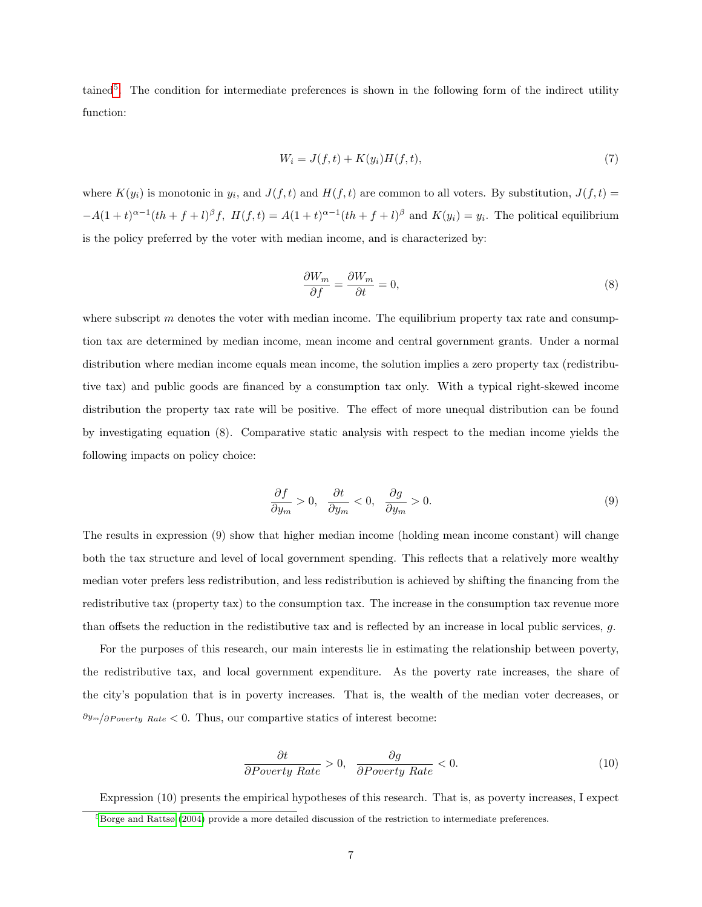tained[5]. The condition for intermediate preferences is shown in the following form of the indirect utility function:

$$W_i = J(f,t) + K(y_i)H(f,t), \tag{7}$$

where $K(y_i)$ is monotonic in $y_i$, and $J(f,t)$ and $H(f,t)$ are common to all voters. By substitution, $J(f,t) = -A(1+t)^{\alpha-1}(th+f+l)^{\beta}f$, $H(f,t) = A(1+t)^{\alpha-1}(th+f+l)^{\beta}$ and $K(y_i) = y_i$. The political equilibrium is the policy preferred by the voter with median income, and is characterized by:

$$\frac{\partial W_m}{\partial f} = \frac{\partial W_m}{\partial t} = 0, \tag{8}$$

where subscript $m$ denotes the voter with median income. The equilibrium property tax rate and consumption tax are determined by median income, mean income and central government grants. Under a normal distribution where median income equals mean income, the solution implies a zero property tax (redistributive tax) and public goods are financed by a consumption tax only. With a typical right-skewed income distribution the property tax rate will be positive. The effect of more unequal distribution can be found by investigating equation (8). Comparative static analysis with respect to the median income yields the following impacts on policy choice:

$$\frac{\partial f}{\partial y_m} > 0, \quad \frac{\partial t}{\partial y_m} < 0, \quad \frac{\partial g}{\partial y_m} > 0. \tag{9}$$

The results in expression (9) show that higher median income (holding mean income constant) will change both the tax structure and level of local government spending. This reflects that a relatively more wealthy median voter prefers less redistribution, and less redistribution is achieved by shifting the financing from the redistributive tax (property tax) to the consumption tax. The increase in the consumption tax revenue more than offsets the reduction in the redistibutive tax and is reflected by an increase in local public services, $g$.

For the purposes of this research, our main interests lie in estimating the relationship between poverty, the redistributive tax, and local government expenditure. As the poverty rate increases, the share of the city's population that is in poverty increases. That is, the wealth of the median voter decreases, or ${}^{\partial y_m}/_{\partial Poverty\ Rate} < 0$. Thus, our compartive statics of interest become:

$$\frac{\partial t}{\partial Poverty\ Rate} > 0, \quad \frac{\partial g}{\partial Poverty\ Rate} < 0. \tag{10}$$

Expression (10) presents the empirical hypotheses of this research. That is, as poverty increases, I expect

[5] Borge and Rattsø (2004) provide a more detailed discussion of the restriction to intermediate preferences.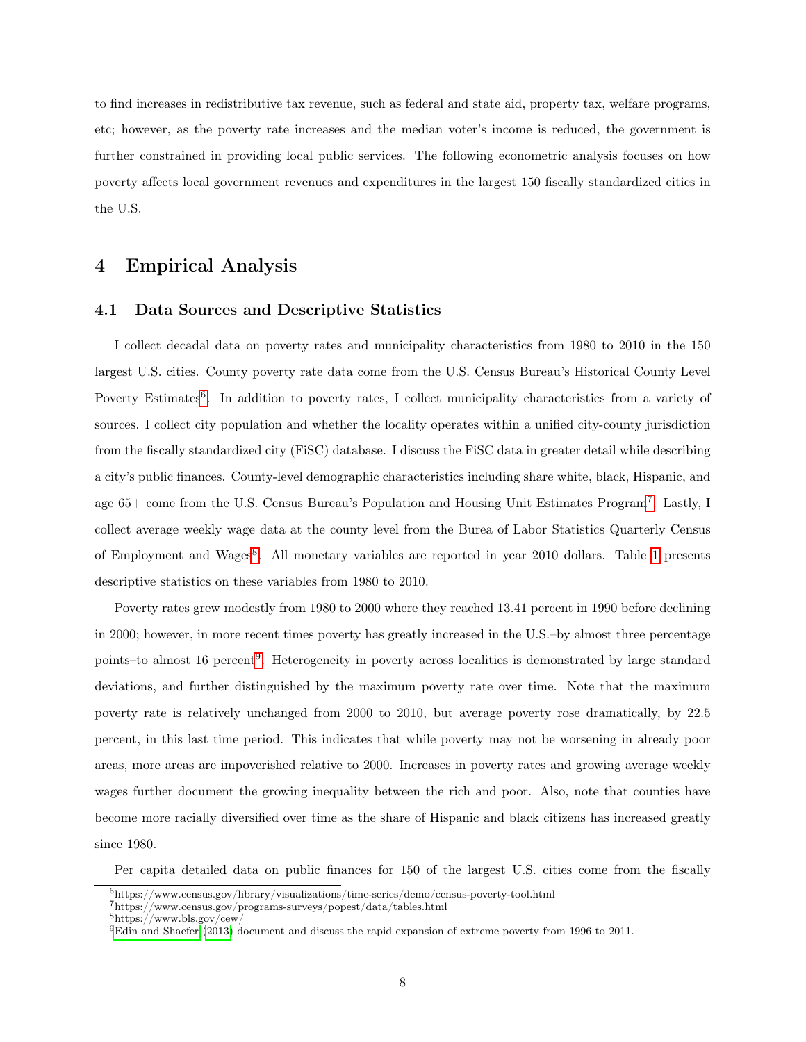to find increases in redistributive tax revenue, such as federal and state aid, property tax, welfare programs, etc; however, as the poverty rate increases and the median voter's income is reduced, the government is further constrained in providing local public services. The following econometric analysis focuses on how poverty affects local government revenues and expenditures in the largest 150 fiscally standardized cities in the U.S.

# 4 Empirical Analysis

## 4.1 Data Sources and Descriptive Statistics

I collect decadal data on poverty rates and municipality characteristics from 1980 to 2010 in the 150 largest U.S. cities. County poverty rate data come from the U.S. Census Bureau's Historical County Level Poverty Estimates[6]. In addition to poverty rates, I collect municipality characteristics from a variety of sources. I collect city population and whether the locality operates within a unified city-county jurisdiction from the fiscally standardized city (FiSC) database. I discuss the FiSC data in greater detail while describing a city's public finances. County-level demographic characteristics including share white, black, Hispanic, and age 65+ come from the U.S. Census Bureau's Population and Housing Unit Estimates Program[7]. Lastly, I collect average weekly wage data at the county level from the Burea of Labor Statistics Quarterly Census of Employment and Wages[8]. All monetary variables are reported in year 2010 dollars. Table 1 presents descriptive statistics on these variables from 1980 to 2010.

Poverty rates grew modestly from 1980 to 2000 where they reached 13.41 percent in 1990 before declining in 2000; however, in more recent times poverty has greatly increased in the U.S.–by almost three percentage points–to almost 16 percent[9]. Heterogeneity in poverty across localities is demonstrated by large standard deviations, and further distinguished by the maximum poverty rate over time. Note that the maximum poverty rate is relatively unchanged from 2000 to 2010, but average poverty rose dramatically, by 22.5 percent, in this last time period. This indicates that while poverty may not be worsening in already poor areas, more areas are impoverished relative to 2000. Increases in poverty rates and growing average weekly wages further document the growing inequality between the rich and poor. Also, note that counties have become more racially diversified over time as the share of Hispanic and black citizens has increased greatly since 1980.

Per capita detailed data on public finances for 150 of the largest U.S. cities come from the fiscally

---

[6] https://www.census.gov/library/visualizations/time-series/demo/census-poverty-tool.html

[7] https://www.census.gov/programs-surveys/popest/data/tables.html

[8] https://www.bls.gov/cew/

[9] Edin and Shaefer (2013) document and discuss the rapid expansion of extreme poverty from 1996 to 2011.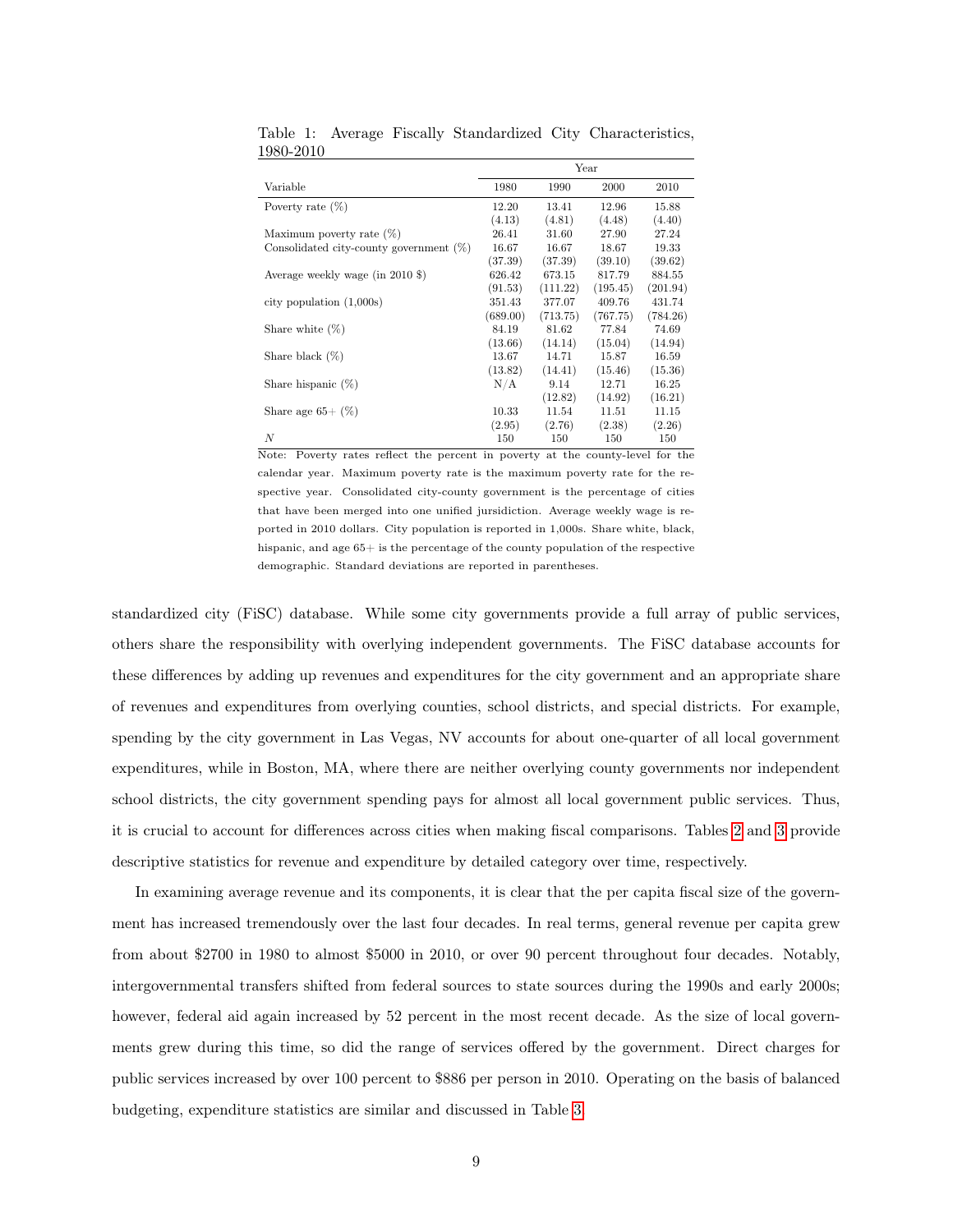Table 1: Average Fiscally Standardized City Characteristics, 1980-2010

| Variable | Year | | | |
|---|---|---|---|---|
| | 1980 | 1990 | 2000 | 2010 |
| Poverty rate (%) | 12.20 | 13.41 | 12.96 | 15.88 |
| | (4.13) | (4.81) | (4.48) | (4.40) |
| Maximum poverty rate (%) | 26.41 | 31.60 | 27.90 | 27.24 |
| Consolidated city-county government (%) | 16.67 | 16.67 | 18.67 | 19.33 |
| | (37.39) | (37.39) | (39.10) | (39.62) |
| Average weekly wage (in 2010 $) | 626.42 | 673.15 | 817.79 | 884.55 |
| | (91.53) | (111.22) | (195.45) | (201.94) |
| city population (1,000s) | 351.43 | 377.07 | 409.76 | 431.74 |
| | (689.00) | (713.75) | (767.75) | (784.26) |
| Share white (%) | 84.19 | 81.62 | 77.84 | 74.69 |
| | (13.66) | (14.14) | (15.04) | (14.94) |
| Share black (%) | 13.67 | 14.71 | 15.87 | 16.59 |
| | (13.82) | (14.41) | (15.46) | (15.36) |
| Share hispanic (%) | N/A | 9.14 | 12.71 | 16.25 |
| | | (12.82) | (14.92) | (16.21) |
| Share age 65+ (%) | 10.33 | 11.54 | 11.51 | 11.15 |
| | (2.95) | (2.76) | (2.38) | (2.26) |
| $N$ | 150 | 150 | 150 | 150 |

Note: Poverty rates reflect the percent in poverty at the county-level for the calendar year. Maximum poverty rate is the maximum poverty rate for the respective year. Consolidated city-county government is the percentage of cities that have been merged into one unified jursidiction. Average weekly wage is reported in 2010 dollars. City population is reported in 1,000s. Share white, black, hispanic, and age 65+ is the percentage of the county population of the respective demographic. Standard deviations are reported in parentheses.

standardized city (FiSC) database. While some city governments provide a full array of public services, others share the responsibility with overlying independent governments. The FiSC database accounts for these differences by adding up revenues and expenditures for the city government and an appropriate share of revenues and expenditures from overlying counties, school districts, and special districts. For example, spending by the city government in Las Vegas, NV accounts for about one-quarter of all local government expenditures, while in Boston, MA, where there are neither overlying county governments nor independent school districts, the city government spending pays for almost all local government public services. Thus, it is crucial to account for differences across cities when making fiscal comparisons. Tables 2 and 3 provide descriptive statistics for revenue and expenditure by detailed category over time, respectively.

In examining average revenue and its components, it is clear that the per capita fiscal size of the government has increased tremendously over the last four decades. In real terms, general revenue per capita grew from about $2700 in 1980 to almost $5000 in 2010, or over 90 percent throughout four decades. Notably, intergovernmental transfers shifted from federal sources to state sources during the 1990s and early 2000s; however, federal aid again increased by 52 percent in the most recent decade. As the size of local governments grew during this time, so did the range of services offered by the government. Direct charges for public services increased by over 100 percent to $886 per person in 2010. Operating on the basis of balanced budgeting, expenditure statistics are similar and discussed in Table 3.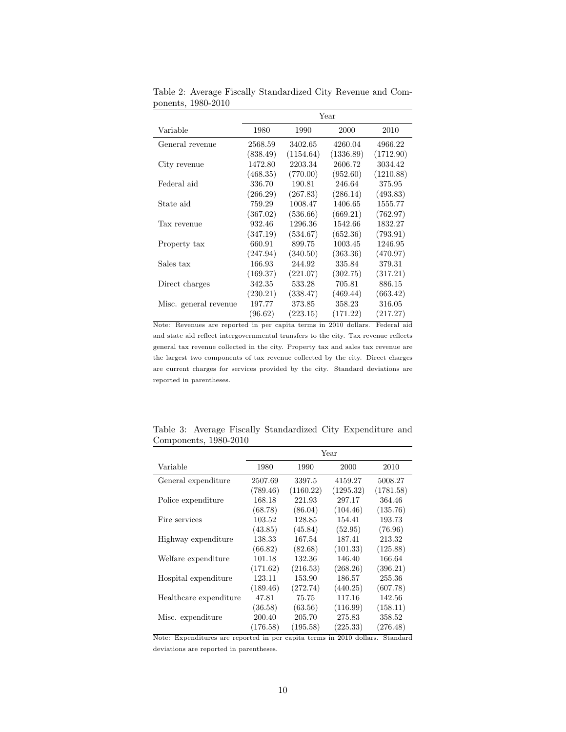Table 2: Average Fiscally Standardized City Revenue and Components, 1980-2010

| | Year | | | |
|---|---|---|---|---|
| Variable | 1980 | 1990 | 2000 | 2010 |
| General revenue | 2568.59 | 3402.65 | 4260.04 | 4966.22 |
| | (838.49) | (1154.64) | (1336.89) | (1712.90) |
| City revenue | 1472.80 | 2203.34 | 2606.72 | 3034.42 |
| | (468.35) | (770.00) | (952.60) | (1210.88) |
| Federal aid | 336.70 | 190.81 | 246.64 | 375.95 |
| | (266.29) | (267.83) | (286.14) | (493.83) |
| State aid | 759.29 | 1008.47 | 1406.65 | 1555.77 |
| | (367.02) | (536.66) | (669.21) | (762.97) |
| Tax revenue | 932.46 | 1296.36 | 1542.66 | 1832.27 |
| | (347.19) | (534.67) | (652.36) | (793.91) |
| Property tax | 660.91 | 899.75 | 1003.45 | 1246.95 |
| | (247.94) | (340.50) | (363.36) | (470.97) |
| Sales tax | 166.93 | 244.92 | 335.84 | 379.31 |
| | (169.37) | (221.07) | (302.75) | (317.21) |
| Direct charges | 342.35 | 533.28 | 705.81 | 886.15 |
| | (230.21) | (338.47) | (469.44) | (663.42) |
| Misc. general revenue | 197.77 | 373.85 | 358.23 | 316.05 |
| | (96.62) | (223.15) | (171.22) | (217.27) |

Note: Revenues are reported in per capita terms in 2010 dollars. Federal aid and state aid reflect intergovernmental transfers to the city. Tax revenue reflects general tax revenue collected in the city. Property tax and sales tax revenue are the largest two components of tax revenue collected by the city. Direct charges are current charges for services provided by the city. Standard deviations are reported in parentheses.

Table 3: Average Fiscally Standardized City Expenditure and Components, 1980-2010

| | Year | | | |
|---|---|---|---|---|
| Variable | 1980 | 1990 | 2000 | 2010 |
| General expenditure | 2507.69 | 3397.5 | 4159.27 | 5008.27 |
| | (789.46) | (1160.22) | (1295.32) | (1781.58) |
| Police expenditure | 168.18 | 221.93 | 297.17 | 364.46 |
| | (68.78) | (86.04) | (104.46) | (135.76) |
| Fire services | 103.52 | 128.85 | 154.41 | 193.73 |
| | (43.85) | (45.84) | (52.95) | (76.96) |
| Highway expenditure | 138.33 | 167.54 | 187.41 | 213.32 |
| | (66.82) | (82.68) | (101.33) | (125.88) |
| Welfare expenditure | 101.18 | 132.36 | 146.40 | 166.64 |
| | (171.62) | (216.53) | (268.26) | (396.21) |
| Hospital expenditure | 123.11 | 153.90 | 186.57 | 255.36 |
| | (189.46) | (272.74) | (440.25) | (607.78) |
| Healthcare expenditure | 47.81 | 75.75 | 117.16 | 142.56 |
| | (36.58) | (63.56) | (116.99) | (158.11) |
| Misc. expenditure | 200.40 | 205.70 | 275.83 | 358.52 |
| | (176.58) | (195.58) | (225.33) | (276.48) |

Note: Expenditures are reported in per capita terms in 2010 dollars. Standard deviations are reported in parentheses.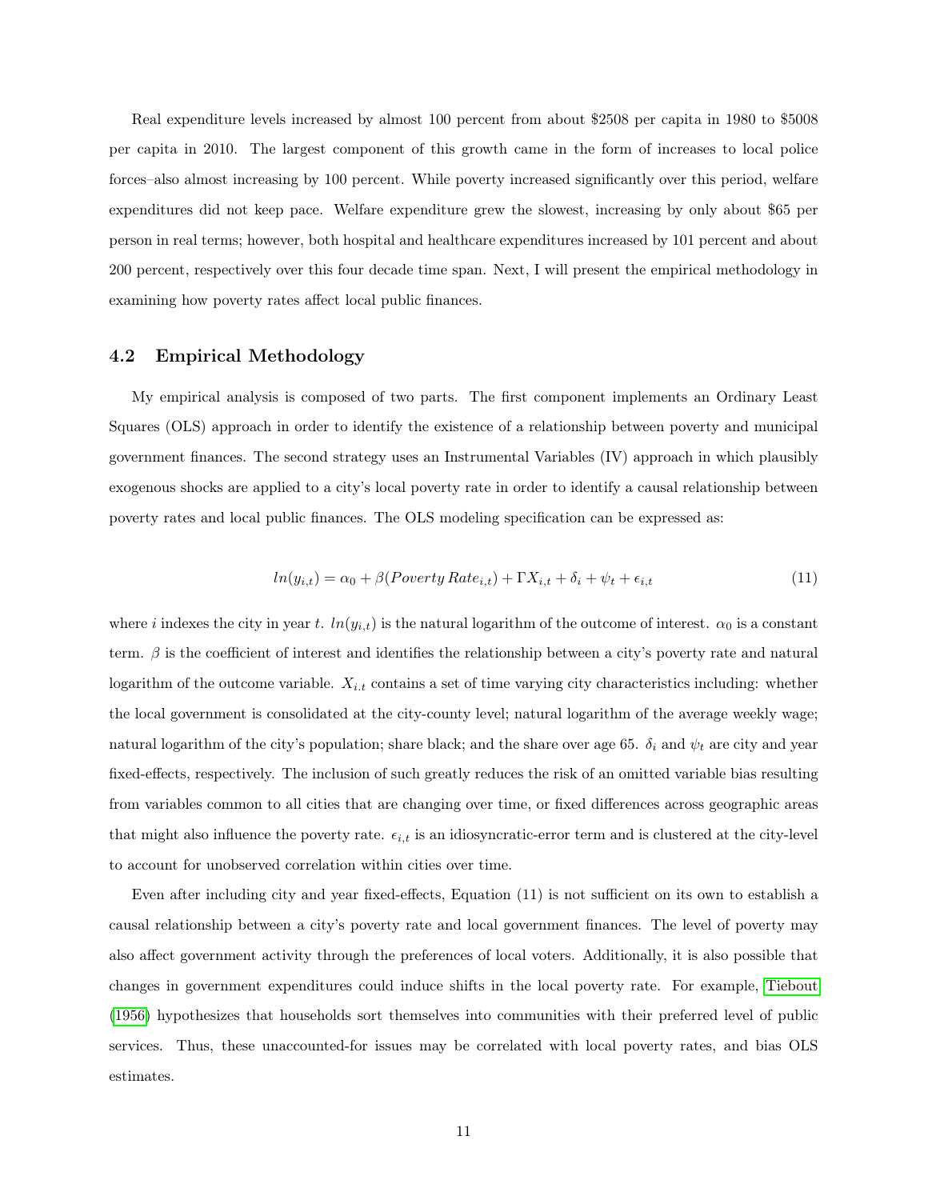Real expenditure levels increased by almost 100 percent from about $2508 per capita in 1980 to $5008 per capita in 2010. The largest component of this growth came in the form of increases to local police forces–also almost increasing by 100 percent. While poverty increased significantly over this period, welfare expenditures did not keep pace. Welfare expenditure grew the slowest, increasing by only about $65 per person in real terms; however, both hospital and healthcare expenditures increased by 101 percent and about 200 percent, respectively over this four decade time span. Next, I will present the empirical methodology in examining how poverty rates affect local public finances.

## 4.2 Empirical Methodology

My empirical analysis is composed of two parts. The first component implements an Ordinary Least Squares (OLS) approach in order to identify the existence of a relationship between poverty and municipal government finances. The second strategy uses an Instrumental Variables (IV) approach in which plausibly exogenous shocks are applied to a city's local poverty rate in order to identify a causal relationship between poverty rates and local public finances. The OLS modeling specification can be expressed as:

$$ln(y_{i,t}) = \alpha_0 + \beta(Poverty\,Rate_{i,t}) + \Gamma X_{i,t} + \delta_i + \psi_t + \epsilon_{i,t} \tag{11}$$

where $i$ indexes the city in year $t$. $ln(y_{i,t})$ is the natural logarithm of the outcome of interest. $\alpha_0$ is a constant term. $\beta$ is the coefficient of interest and identifies the relationship between a city's poverty rate and natural logarithm of the outcome variable. $X_{i.t}$ contains a set of time varying city characteristics including: whether the local government is consolidated at the city-county level; natural logarithm of the average weekly wage; natural logarithm of the city's population; share black; and the share over age 65. $\delta_i$ and $\psi_t$ are city and year fixed-effects, respectively. The inclusion of such greatly reduces the risk of an omitted variable bias resulting from variables common to all cities that are changing over time, or fixed differences across geographic areas that might also influence the poverty rate. $\epsilon_{i,t}$ is an idiosyncratic-error term and is clustered at the city-level to account for unobserved correlation within cities over time.

Even after including city and year fixed-effects, Equation (11) is not sufficient on its own to establish a causal relationship between a city's poverty rate and local government finances. The level of poverty may also affect government activity through the preferences of local voters. Additionally, it is also possible that changes in government expenditures could induce shifts in the local poverty rate. For example, Tiebout (1956) hypothesizes that households sort themselves into communities with their preferred level of public services. Thus, these unaccounted-for issues may be correlated with local poverty rates, and bias OLS estimates.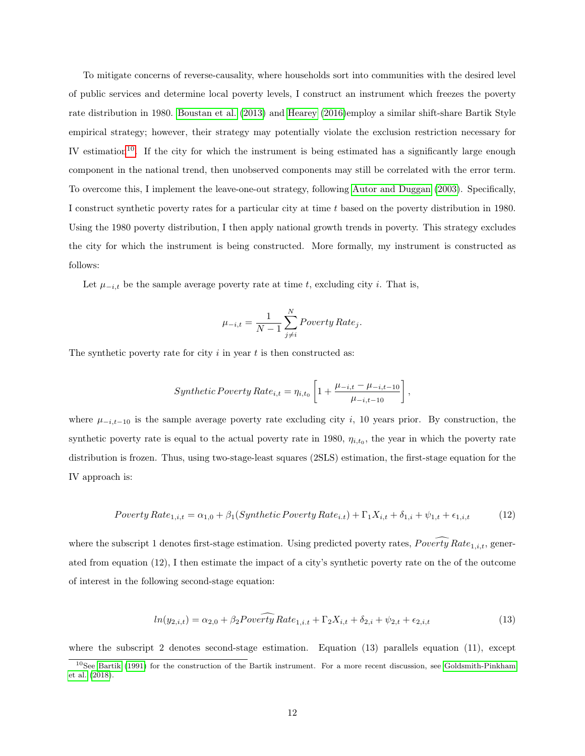To mitigate concerns of reverse-causality, where households sort into communities with the desired level of public services and determine local poverty levels, I construct an instrument which freezes the poverty rate distribution in 1980. Boustan et al. (2013) and Hearey (2016)employ a similar shift-share Bartik Style empirical strategy; however, their strategy may potentially violate the exclusion restriction necessary for IV estimation[10]. If the city for which the instrument is being estimated has a significantly large enough component in the national trend, then unobserved components may still be correlated with the error term. To overcome this, I implement the leave-one-out strategy, following Autor and Duggan (2003). Specifically, I construct synthetic poverty rates for a particular city at time $t$ based on the poverty distribution in 1980. Using the 1980 poverty distribution, I then apply national growth trends in poverty. This strategy excludes the city for which the instrument is being constructed. More formally, my instrument is constructed as follows:

Let $\mu_{-i,t}$ be the sample average poverty rate at time $t$, excluding city $i$. That is,

$$\mu_{-i,t} = \frac{1}{N-1} \sum_{j \neq i}^{N} Poverty\, Rate_j.$$

The synthetic poverty rate for city $i$ in year $t$ is then constructed as:

$$Synthetic\, Poverty\, Rate_{i,t} = \eta_{i,t_0} \left[ 1 + \frac{\mu_{-i,t} - \mu_{-i,t-10}}{\mu_{-i,t-10}} \right],$$

where $\mu_{-i,t-10}$ is the sample average poverty rate excluding city $i$, 10 years prior. By construction, the synthetic poverty rate is equal to the actual poverty rate in 1980, $\eta_{i,t_0}$, the year in which the poverty rate distribution is frozen. Thus, using two-stage-least squares (2SLS) estimation, the first-stage equation for the IV approach is:

$$Poverty\, Rate_{1,i,t} = \alpha_{1,0} + \beta_1 (Synthetic\, Poverty\, Rate_{i.t}) + \Gamma_1 X_{i,t} + \delta_{1,i} + \psi_{1,t} + \epsilon_{1,i,t} \tag{12}$$

where the subscript 1 denotes first-stage estimation. Using predicted poverty rates, $\widehat{Poverty}\, Rate_{1,i,t}$, generated from equation (12), I then estimate the impact of a city's synthetic poverty rate on the of the outcome of interest in the following second-stage equation:

$$ln(y_{2,i,t}) = \alpha_{2,0} + \beta_2 \widehat{Poverty}\, Rate_{1,i.t} + \Gamma_2 X_{i,t} + \delta_{2,i} + \psi_{2,t} + \epsilon_{2,i,t} \tag{13}$$

where the subscript 2 denotes second-stage estimation. Equation (13) parallels equation (11), except

[10] See Bartik (1991) for the construction of the Bartik instrument. For a more recent discussion, see Goldsmith-Pinkham et al. (2018).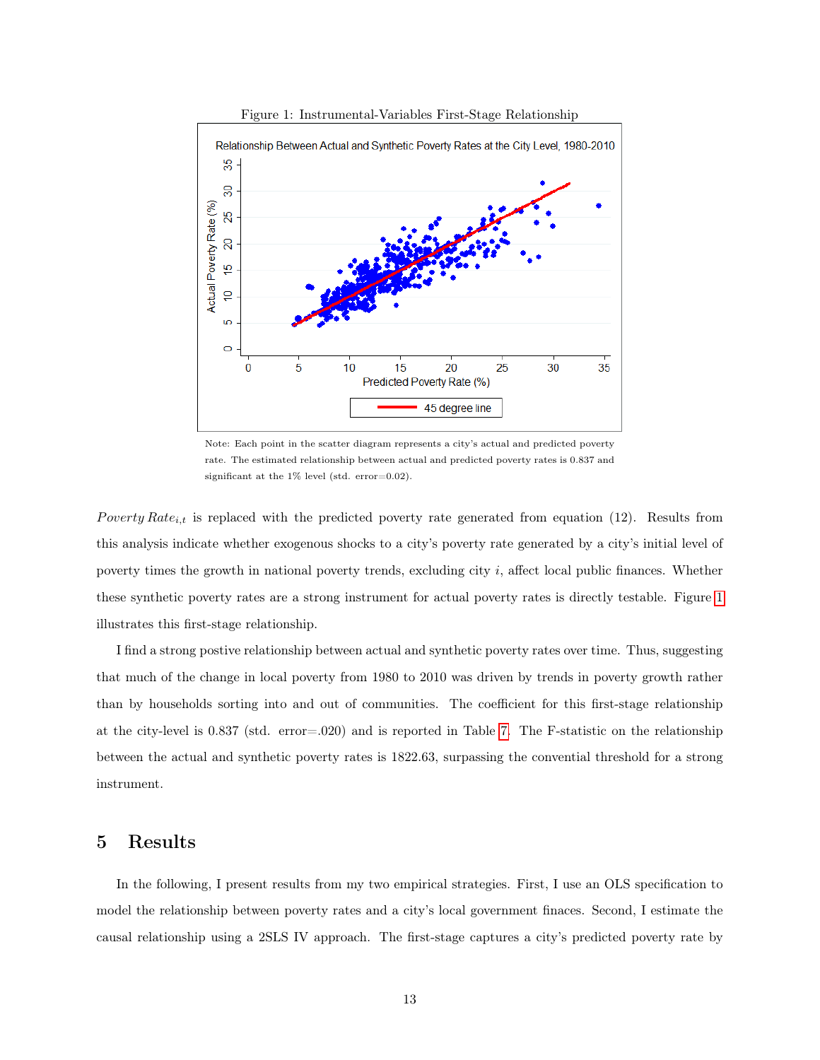Figure 1: Instrumental-Variables First-Stage Relationship

Note: Each point in the scatter diagram represents a city's actual and predicted poverty rate. The estimated relationship between actual and predicted poverty rates is 0.837 and significant at the 1% level (std. error=0.02).

$Poverty\ Rate_{i,t}$ is replaced with the predicted poverty rate generated from equation (12). Results from this analysis indicate whether exogenous shocks to a city's poverty rate generated by a city's initial level of poverty times the growth in national poverty trends, excluding city $i$, affect local public finances. Whether these synthetic poverty rates are a strong instrument for actual poverty rates is directly testable. Figure 1 illustrates this first-stage relationship.

I find a strong postive relationship between actual and synthetic poverty rates over time. Thus, suggesting that much of the change in local poverty from 1980 to 2010 was driven by trends in poverty growth rather than by households sorting into and out of communities. The coefficient for this first-stage relationship at the city-level is 0.837 (std. error=.020) and is reported in Table 7. The F-statistic on the relationship between the actual and synthetic poverty rates is 1822.63, surpassing the convential threshold for a strong instrument.

## 5 Results

In the following, I present results from my two empirical strategies. First, I use an OLS specification to model the relationship between poverty rates and a city's local government finaces. Second, I estimate the causal relationship using a 2SLS IV approach. The first-stage captures a city's predicted poverty rate by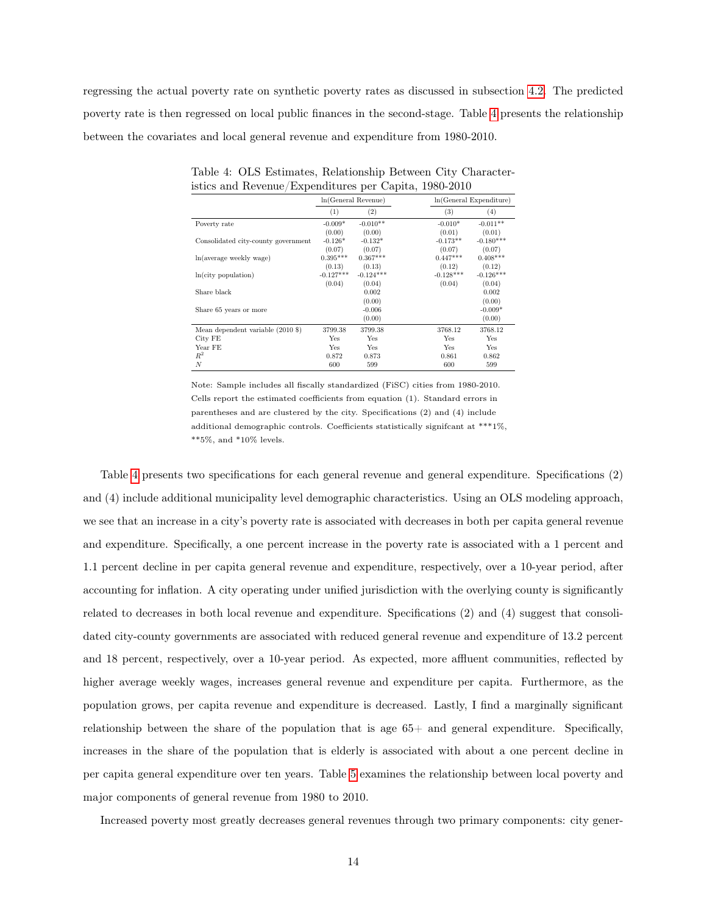regressing the actual poverty rate on synthetic poverty rates as discussed in subsection 4.2. The predicted poverty rate is then regressed on local public finances in the second-stage. Table 4 presents the relationship between the covariates and local general revenue and expenditure from 1980-2010.

Table 4: OLS Estimates, Relationship Between City Characteristics and Revenue/Expenditures per Capita, 1980-2010

| | ln(General Revenue) | | ln(General Expenditure) | |
|---|---|---|---|---|
| | (1) | (2) | (3) | (4) |
| Poverty rate | -0.009* | -0.010** | -0.010* | -0.011** |
| | (0.00) | (0.00) | (0.01) | (0.01) |
| Consolidated city-county government | -0.126* | -0.132* | -0.173** | -0.180*** |
| | (0.07) | (0.07) | (0.07) | (0.07) |
| ln(average weekly wage) | 0.395*** | 0.367*** | 0.447*** | 0.408*** |
| | (0.13) | (0.13) | (0.12) | (0.12) |
| ln(city population) | -0.127*** | -0.124*** | -0.128*** | -0.126*** |
| | (0.04) | (0.04) | (0.04) | (0.04) |
| Share black | | 0.002 | | 0.002 |
| | | (0.00) | | (0.00) |
| Share 65 years or more | | -0.006 | | -0.009* |
| | | (0.00) | | (0.00) |
| Mean dependent variable (2010 $) | 3799.38 | 3799.38 | 3768.12 | 3768.12 |
| City FE | Yes | Yes | Yes | Yes |
| Year FE | Yes | Yes | Yes | Yes |
| $R^2$ | 0.872 | 0.873 | 0.861 | 0.862 |
| $N$ | 600 | 599 | 600 | 599 |

Note: Sample includes all fiscally standardized (FiSC) cities from 1980-2010. Cells report the estimated coefficients from equation (1). Standard errors in parentheses and are clustered by the city. Specifications (2) and (4) include additional demographic controls. Coefficients statistically signifcant at ***1%, **5%, and *10% levels.

Table 4 presents two specifications for each general revenue and general expenditure. Specifications (2) and (4) include additional municipality level demographic characteristics. Using an OLS modeling approach, we see that an increase in a city's poverty rate is associated with decreases in both per capita general revenue and expenditure. Specifically, a one percent increase in the poverty rate is associated with a 1 percent and 1.1 percent decline in per capita general revenue and expenditure, respectively, over a 10-year period, after accounting for inflation. A city operating under unified jurisdiction with the overlying county is significantly related to decreases in both local revenue and expenditure. Specifications (2) and (4) suggest that consolidated city-county governments are associated with reduced general revenue and expenditure of 13.2 percent and 18 percent, respectively, over a 10-year period. As expected, more affluent communities, reflected by higher average weekly wages, increases general revenue and expenditure per capita. Furthermore, as the population grows, per capita revenue and expenditure is decreased. Lastly, I find a marginally significant relationship between the share of the population that is age 65+ and general expenditure. Specifically, increases in the share of the population that is elderly is associated with about a one percent decline in per capita general expenditure over ten years. Table 5 examines the relationship between local poverty and major components of general revenue from 1980 to 2010.

Increased poverty most greatly decreases general revenues through two primary components: city gener-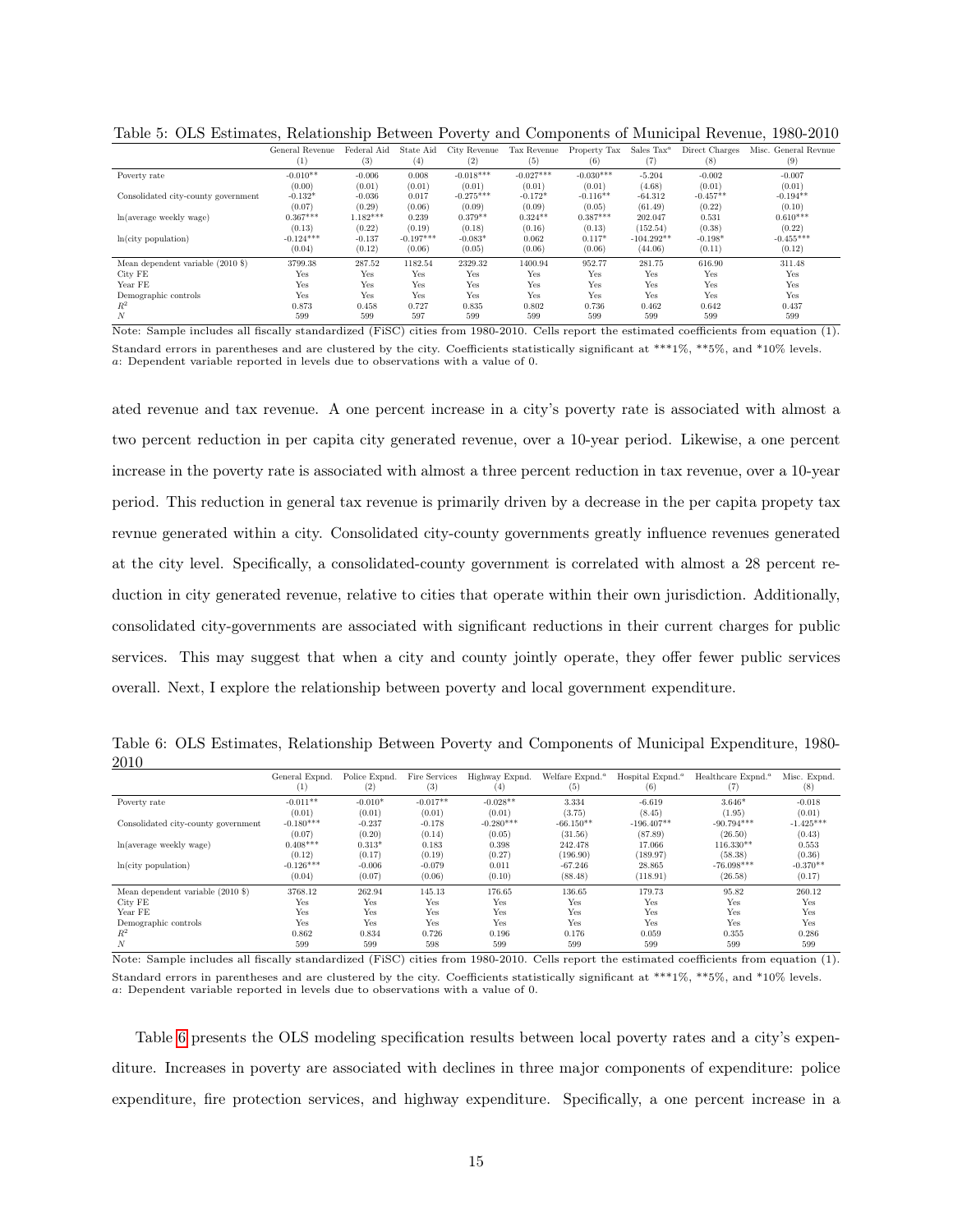Table 5: OLS Estimates, Relationship Between Poverty and Components of Municipal Revenue, 1980-2010

| | General Revenue (1) | Federal Aid (3) | State Aid (4) | City Revenue (2) | Tax Revenue (5) | Property Tax (6) | Sales Tax[a] (7) | Direct Charges (8) | Misc. General Revnue (9) |
|---|---|---|---|---|---|---|---|---|---|
| Poverty rate | -0.010** | -0.006 | 0.008 | -0.018*** | -0.027*** | -0.030*** | -5.204 | -0.002 | -0.007 |
| | (0.00) | (0.01) | (0.01) | (0.01) | (0.01) | (0.01) | (4.68) | (0.01) | (0.01) |
| Consolidated city-county government | -0.132* | -0.036 | 0.017 | -0.275*** | -0.172* | -0.116** | -64.312 | -0.457** | -0.194** |
| | (0.07) | (0.29) | (0.06) | (0.09) | (0.09) | (0.05) | (61.49) | (0.22) | (0.10) |
| ln(average weekly wage) | 0.367*** | 1.182*** | 0.239 | 0.379** | 0.324** | 0.387*** | 202.047 | 0.531 | 0.610*** |
| | (0.13) | (0.22) | (0.19) | (0.18) | (0.16) | (0.13) | (152.54) | (0.38) | (0.22) |
| ln(city population) | -0.124*** | -0.137 | -0.197*** | -0.083* | 0.062 | 0.117* | -104.292** | -0.198* | -0.455*** |
| | (0.04) | (0.12) | (0.06) | (0.05) | (0.06) | (0.06) | (44.06) | (0.11) | (0.12) |
| Mean dependent variable (2010 $) | 3799.38 | 287.52 | 1182.54 | 2329.32 | 1400.94 | 952.77 | 281.75 | 616.90 | 311.48 |
| City FE | Yes | Yes | Yes | Yes | Yes | Yes | Yes | Yes | Yes |
| Year FE | Yes | Yes | Yes | Yes | Yes | Yes | Yes | Yes | Yes |
| Demographic controls | Yes | Yes | Yes | Yes | Yes | Yes | Yes | Yes | Yes |
| $R^2$ | 0.873 | 0.458 | 0.727 | 0.835 | 0.802 | 0.736 | 0.462 | 0.642 | 0.437 |
| $N$ | 599 | 599 | 597 | 599 | 599 | 599 | 599 | 599 | 599 |

Note: Sample includes all fiscally standardized (FiSC) cities from 1980-2010. Cells report the estimated coefficients from equation (1). Standard errors in parentheses and are clustered by the city. Coefficients statistically significant at ***1%, **5%, and *10% levels.
*a*: Dependent variable reported in levels due to observations with a value of 0.

ated revenue and tax revenue. A one percent increase in a city's poverty rate is associated with almost a two percent reduction in per capita city generated revenue, over a 10-year period. Likewise, a one percent increase in the poverty rate is associated with almost a three percent reduction in tax revenue, over a 10-year period. This reduction in general tax revenue is primarily driven by a decrease in the per capita propety tax revnue generated within a city. Consolidated city-county governments greatly influence revenues generated at the city level. Specifically, a consolidated-county government is correlated with almost a 28 percent reduction in city generated revenue, relative to cities that operate within their own jurisdiction. Additionally, consolidated city-governments are associated with significant reductions in their current charges for public services. This may suggest that when a city and county jointly operate, they offer fewer public services overall. Next, I explore the relationship between poverty and local government expenditure.

Table 6: OLS Estimates, Relationship Between Poverty and Components of Municipal Expenditure, 1980-2010

| | General Expnd. (1) | Police Expnd. (2) | Fire Services (3) | Highway Expnd. (4) | Welfare Expnd.[a] (5) | Hospital Expnd.[a] (6) | Healthcare Expnd.[a] (7) | Misc. Expnd. (8) |
|---|---|---|---|---|---|---|---|---|
| Poverty rate | -0.011** | -0.010* | -0.017** | -0.028** | 3.334 | -6.619 | 3.646* | -0.018 |
| | (0.01) | (0.01) | (0.01) | (0.01) | (3.75) | (8.45) | (1.95) | (0.01) |
| Consolidated city-county government | -0.180*** | -0.237 | -0.178 | -0.280*** | -66.150** | -196.407** | -90.794*** | -1.425*** |
| | (0.07) | (0.20) | (0.14) | (0.05) | (31.56) | (87.89) | (26.50) | (0.43) |
| ln(average weekly wage) | 0.408*** | 0.313* | 0.183 | 0.398 | 242.478 | 17.066 | 116.330** | 0.553 |
| | (0.12) | (0.17) | (0.19) | (0.27) | (196.90) | (189.97) | (58.38) | (0.36) |
| ln(city population) | -0.126*** | -0.006 | -0.079 | 0.011 | -67.246 | 28.865 | -76.098*** | -0.370** |
| | (0.04) | (0.07) | (0.06) | (0.10) | (88.48) | (118.91) | (26.58) | (0.17) |
| Mean dependent variable (2010 $) | 3768.12 | 262.94 | 145.13 | 176.65 | 136.65 | 179.73 | 95.82 | 260.12 |
| City FE | Yes | Yes | Yes | Yes | Yes | Yes | Yes | Yes |
| Year FE | Yes | Yes | Yes | Yes | Yes | Yes | Yes | Yes |
| Demographic controls | Yes | Yes | Yes | Yes | Yes | Yes | Yes | Yes |
| $R^2$ | 0.862 | 0.834 | 0.726 | 0.196 | 0.176 | 0.059 | 0.355 | 0.286 |
| $N$ | 599 | 599 | 598 | 599 | 599 | 599 | 599 | 599 |

Note: Sample includes all fiscally standardized (FiSC) cities from 1980-2010. Cells report the estimated coefficients from equation (1). Standard errors in parentheses and are clustered by the city. Coefficients statistically significant at ***1%, **5%, and *10% levels.
*a*: Dependent variable reported in levels due to observations with a value of 0.

Table 6 presents the OLS modeling specification results between local poverty rates and a city's expenditure. Increases in poverty are associated with declines in three major components of expenditure: police expenditure, fire protection services, and highway expenditure. Specifically, a one percent increase in a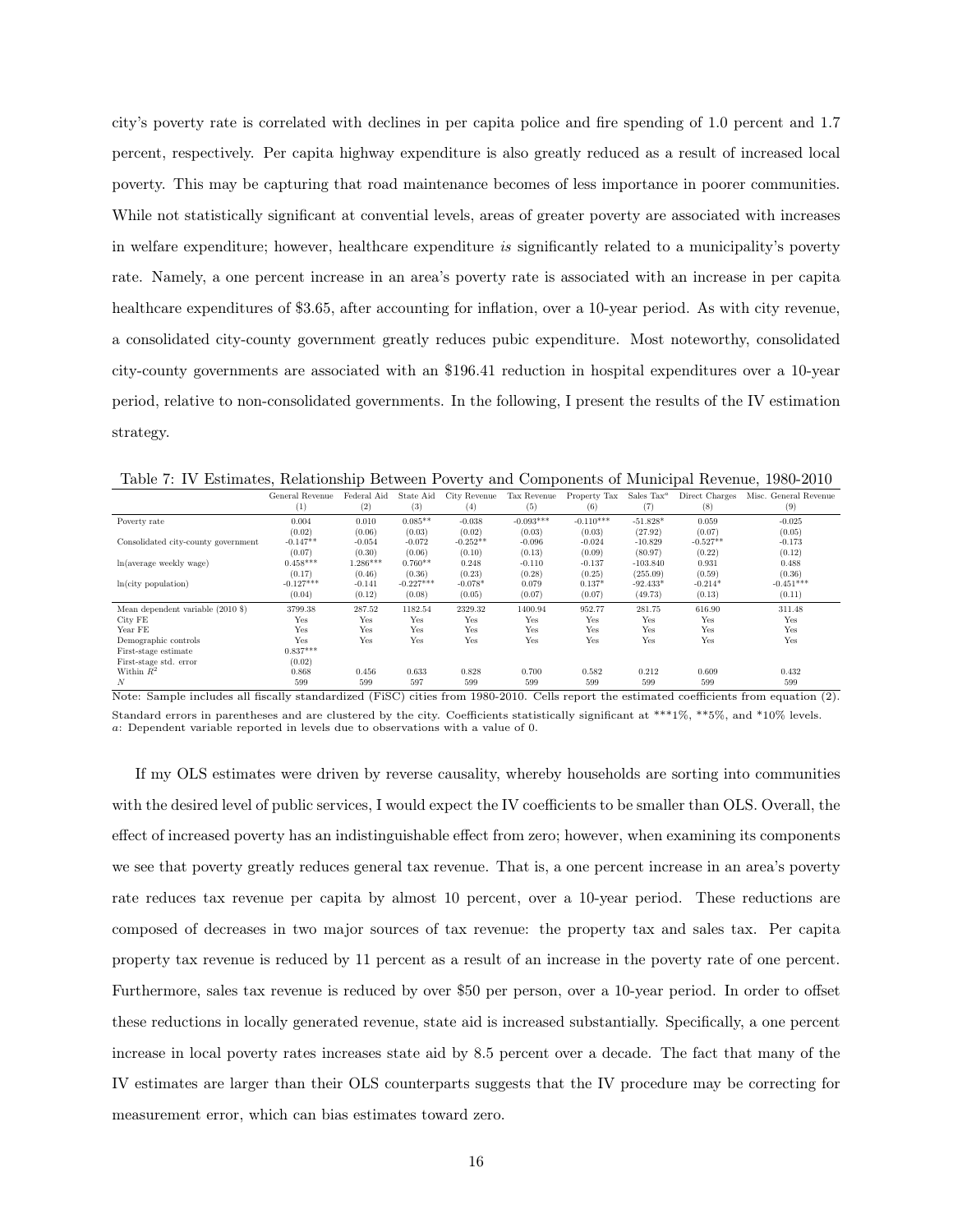city's poverty rate is correlated with declines in per capita police and fire spending of 1.0 percent and 1.7 percent, respectively. Per capita highway expenditure is also greatly reduced as a result of increased local poverty. This may be capturing that road maintenance becomes of less importance in poorer communities. While not statistically significant at convential levels, areas of greater poverty are associated with increases in welfare expenditure; however, healthcare expenditure *is* significantly related to a municipality's poverty rate. Namely, a one percent increase in an area's poverty rate is associated with an increase in per capita healthcare expenditures of \$3.65, after accounting for inflation, over a 10-year period. As with city revenue, a consolidated city-county government greatly reduces pubic expenditure. Most noteworthy, consolidated city-county governments are associated with an \$196.41 reduction in hospital expenditures over a 10-year period, relative to non-consolidated governments. In the following, I present the results of the IV estimation strategy.

Table 7: IV Estimates, Relationship Between Poverty and Components of Municipal Revenue, 1980-2010

| | General Revenue (1) | Federal Aid (2) | State Aid (3) | City Revenue (4) | Tax Revenue (5) | Property Tax (6) | Sales Tax[a] (7) | Direct Charges (8) | Misc. General Revenue (9) |
|---|---|---|---|---|---|---|---|---|---|
| Poverty rate | 0.004 | 0.010 | 0.085** | -0.038 | -0.093*** | -0.110*** | -51.828* | 0.059 | -0.025 |
| | (0.02) | (0.06) | (0.03) | (0.02) | (0.03) | (0.03) | (27.92) | (0.07) | (0.05) |
| Consolidated city-county government | -0.147** | -0.054 | -0.072 | -0.252** | -0.096 | -0.024 | -10.829 | -0.527** | -0.173 |
| | (0.07) | (0.30) | (0.06) | (0.10) | (0.13) | (0.09) | (80.97) | (0.22) | (0.12) |
| ln(average weekly wage) | 0.458*** | 1.286*** | 0.760** | 0.248 | -0.110 | -0.137 | -103.840 | 0.931 | 0.488 |
| | (0.17) | (0.46) | (0.36) | (0.23) | (0.28) | (0.25) | (255.09) | (0.59) | (0.36) |
| ln(city population) | -0.127*** | -0.141 | -0.227*** | -0.078* | 0.079 | 0.137* | -92.433* | -0.214* | -0.451*** |
| | (0.04) | (0.12) | (0.08) | (0.05) | (0.07) | (0.07) | (49.73) | (0.13) | (0.11) |
| Mean dependent variable (2010 \$) | 3799.38 | 287.52 | 1182.54 | 2329.32 | 1400.94 | 952.77 | 281.75 | 616.90 | 311.48 |
| City FE | Yes | Yes | Yes | Yes | Yes | Yes | Yes | Yes | Yes |
| Year FE | Yes | Yes | Yes | Yes | Yes | Yes | Yes | Yes | Yes |
| Demographic controls | Yes | Yes | Yes | Yes | Yes | Yes | Yes | Yes | Yes |
| First-stage estimate | 0.837*** | | | | | | | | |
| First-stage std. error | (0.02) | | | | | | | | |
| Within $R^2$ | 0.868 | 0.456 | 0.633 | 0.828 | 0.700 | 0.582 | 0.212 | 0.609 | 0.432 |
| $N$ | 599 | 599 | 597 | 599 | 599 | 599 | 599 | 599 | 599 |

Note: Sample includes all fiscally standardized (FiSC) cities from 1980-2010. Cells report the estimated coefficients from equation (2). Standard errors in parentheses and are clustered by the city. Coefficients statistically significant at ***1%, **5%, and *10% levels.
*a*: Dependent variable reported in levels due to observations with a value of 0.

If my OLS estimates were driven by reverse causality, whereby households are sorting into communities with the desired level of public services, I would expect the IV coefficients to be smaller than OLS. Overall, the effect of increased poverty has an indistinguishable effect from zero; however, when examining its components we see that poverty greatly reduces general tax revenue. That is, a one percent increase in an area's poverty rate reduces tax revenue per capita by almost 10 percent, over a 10-year period. These reductions are composed of decreases in two major sources of tax revenue: the property tax and sales tax. Per capita property tax revenue is reduced by 11 percent as a result of an increase in the poverty rate of one percent. Furthermore, sales tax revenue is reduced by over \$50 per person, over a 10-year period. In order to offset these reductions in locally generated revenue, state aid is increased substantially. Specifically, a one percent increase in local poverty rates increases state aid by 8.5 percent over a decade. The fact that many of the IV estimates are larger than their OLS counterparts suggests that the IV procedure may be correcting for measurement error, which can bias estimates toward zero.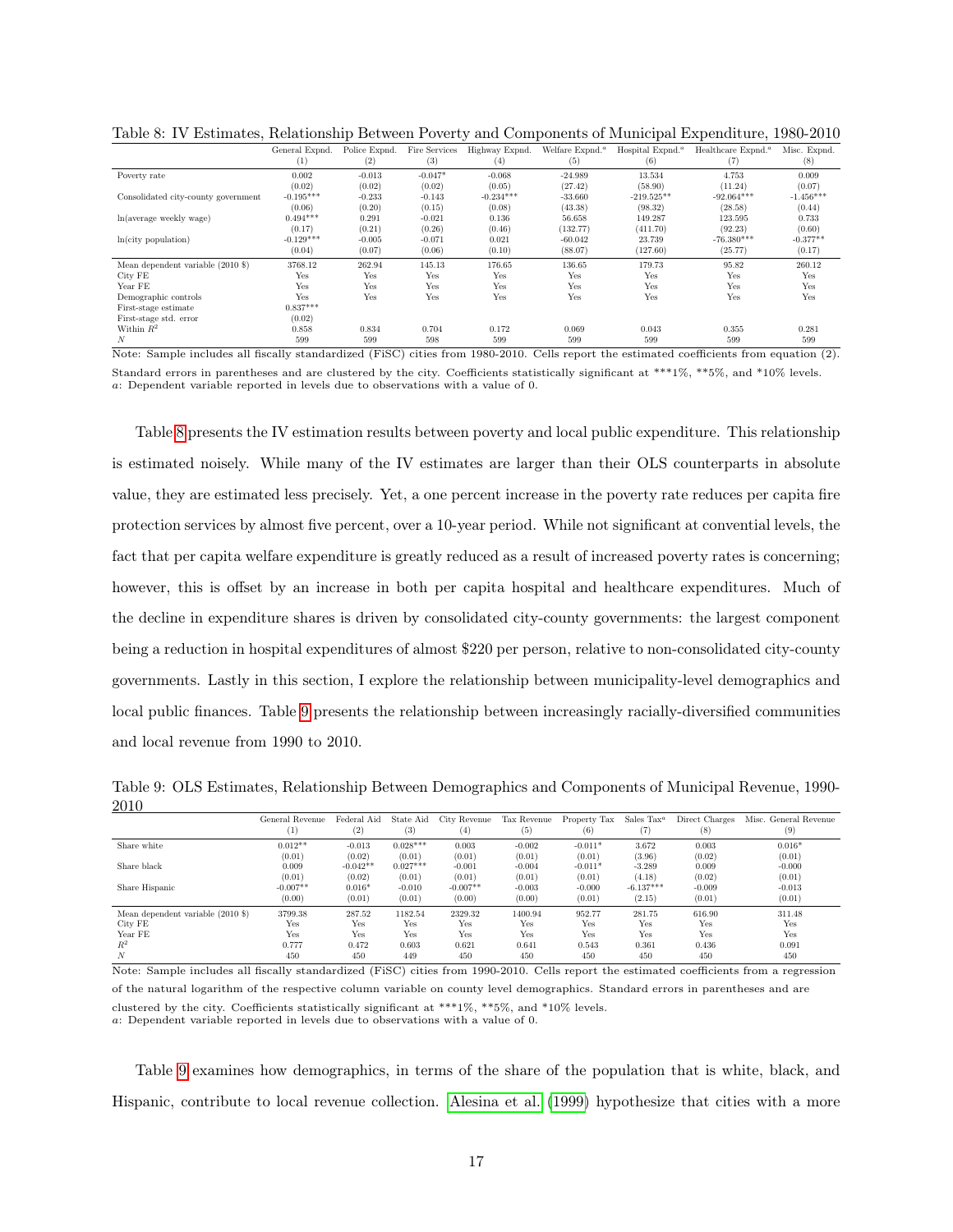Table 8: IV Estimates, Relationship Between Poverty and Components of Municipal Expenditure, 1980-2010

| | General Expnd. | Police Expnd. | Fire Services | Highway Expnd. | Welfare Expnd.[a] | Hospital Expnd.[a] | Healthcare Expnd.[a] | Misc. Expnd. |
|---|---|---|---|---|---|---|---|---|
| | (1) | (2) | (3) | (4) | (5) | (6) | (7) | (8) |
| Poverty rate | 0.002 | -0.013 | -0.047* | -0.068 | -24.989 | 13.534 | 4.753 | 0.009 |
| | (0.02) | (0.02) | (0.02) | (0.05) | (27.42) | (58.90) | (11.24) | (0.07) |
| Consolidated city-county government | -0.195*** | -0.233 | -0.143 | -0.234*** | -33.660 | -219.525** | -92.064*** | -1.456*** |
| | (0.06) | (0.20) | (0.15) | (0.08) | (43.38) | (98.32) | (28.58) | (0.44) |
| ln(average weekly wage) | 0.494*** | 0.291 | -0.021 | 0.136 | 56.658 | 149.287 | 123.595 | 0.733 |
| | (0.17) | (0.21) | (0.26) | (0.46) | (132.77) | (411.70) | (92.23) | (0.60) |
| ln(city population) | -0.129*** | -0.005 | -0.071 | 0.021 | -60.042 | 23.739 | -76.380*** | -0.377** |
| | (0.04) | (0.07) | (0.06) | (0.10) | (88.07) | (127.60) | (25.77) | (0.17) |
| Mean dependent variable (2010 $) | 3768.12 | 262.94 | 145.13 | 176.65 | 136.65 | 179.73 | 95.82 | 260.12 |
| City FE | Yes | Yes | Yes | Yes | Yes | Yes | Yes | Yes |
| Year FE | Yes | Yes | Yes | Yes | Yes | Yes | Yes | Yes |
| Demographic controls | Yes | Yes | Yes | Yes | Yes | Yes | Yes | Yes |
| First-stage estimate | 0.837*** | | | | | | | |
| First-stage std. error | (0.02) | | | | | | | |
| Within $R^2$ | 0.858 | 0.834 | 0.704 | 0.172 | 0.069 | 0.043 | 0.355 | 0.281 |
| $N$ | 599 | 599 | 598 | 599 | 599 | 599 | 599 | 599 |

Note: Sample includes all fiscally standardized (FiSC) cities from 1980-2010. Cells report the estimated coefficients from equation (2). Standard errors in parentheses and are clustered by the city. Coefficients statistically significant at ***1%, **5%, and *10% levels.
a: Dependent variable reported in levels due to observations with a value of 0.

Table 8 presents the IV estimation results between poverty and local public expenditure. This relationship is estimated noisely. While many of the IV estimates are larger than their OLS counterparts in absolute value, they are estimated less precisely. Yet, a one percent increase in the poverty rate reduces per capita fire protection services by almost five percent, over a 10-year period. While not significant at convential levels, the fact that per capita welfare expenditure is greatly reduced as a result of increased poverty rates is concerning; however, this is offset by an increase in both per capita hospital and healthcare expenditures. Much of the decline in expenditure shares is driven by consolidated city-county governments: the largest component being a reduction in hospital expenditures of almost $220 per person, relative to non-consolidated city-county governments. Lastly in this section, I explore the relationship between municipality-level demographics and local public finances. Table 9 presents the relationship between increasingly racially-diversified communities and local revenue from 1990 to 2010.

Table 9: OLS Estimates, Relationship Between Demographics and Components of Municipal Revenue, 1990-2010

| | General Revenue | Federal Aid | State Aid | City Revenue | Tax Revenue | Property Tax | Sales Tax[a] | Direct Charges | Misc. General Revenue |
|---|---|---|---|---|---|---|---|---|---|
| | (1) | (2) | (3) | (4) | (5) | (6) | (7) | (8) | (9) |
| Share white | 0.012** | -0.013 | 0.028*** | 0.003 | -0.002 | -0.011* | 3.672 | 0.003 | 0.016* |
| | (0.01) | (0.02) | (0.01) | (0.01) | (0.01) | (0.01) | (3.96) | (0.02) | (0.01) |
| Share black | 0.009 | -0.042** | 0.027*** | -0.001 | -0.004 | -0.011* | -3.289 | 0.009 | -0.000 |
| | (0.01) | (0.02) | (0.01) | (0.01) | (0.01) | (0.01) | (4.18) | (0.02) | (0.01) |
| Share Hispanic | -0.007** | 0.016* | -0.010 | -0.007** | -0.003 | -0.000 | -6.137*** | -0.009 | -0.013 |
| | (0.00) | (0.01) | (0.01) | (0.00) | (0.00) | (0.01) | (2.15) | (0.01) | (0.01) |
| Mean dependent variable (2010 $) | 3799.38 | 287.52 | 1182.54 | 2329.32 | 1400.94 | 952.77 | 281.75 | 616.90 | 311.48 |
| City FE | Yes | Yes | Yes | Yes | Yes | Yes | Yes | Yes | Yes |
| Year FE | Yes | Yes | Yes | Yes | Yes | Yes | Yes | Yes | Yes |
| $R^2$ | 0.777 | 0.472 | 0.603 | 0.621 | 0.641 | 0.543 | 0.361 | 0.436 | 0.091 |
| $N$ | 450 | 450 | 449 | 450 | 450 | 450 | 450 | 450 | 450 |

Note: Sample includes all fiscally standardized (FiSC) cities from 1990-2010. Cells report the estimated coefficients from a regression of the natural logarithm of the respective column variable on county level demographics. Standard errors in parentheses and are clustered by the city. Coefficients statistically significant at ***1%, **5%, and *10% levels.
a: Dependent variable reported in levels due to observations with a value of 0.

Table 9 examines how demographics, in terms of the share of the population that is white, black, and Hispanic, contribute to local revenue collection. Alesina et al. (1999) hypothesize that cities with a more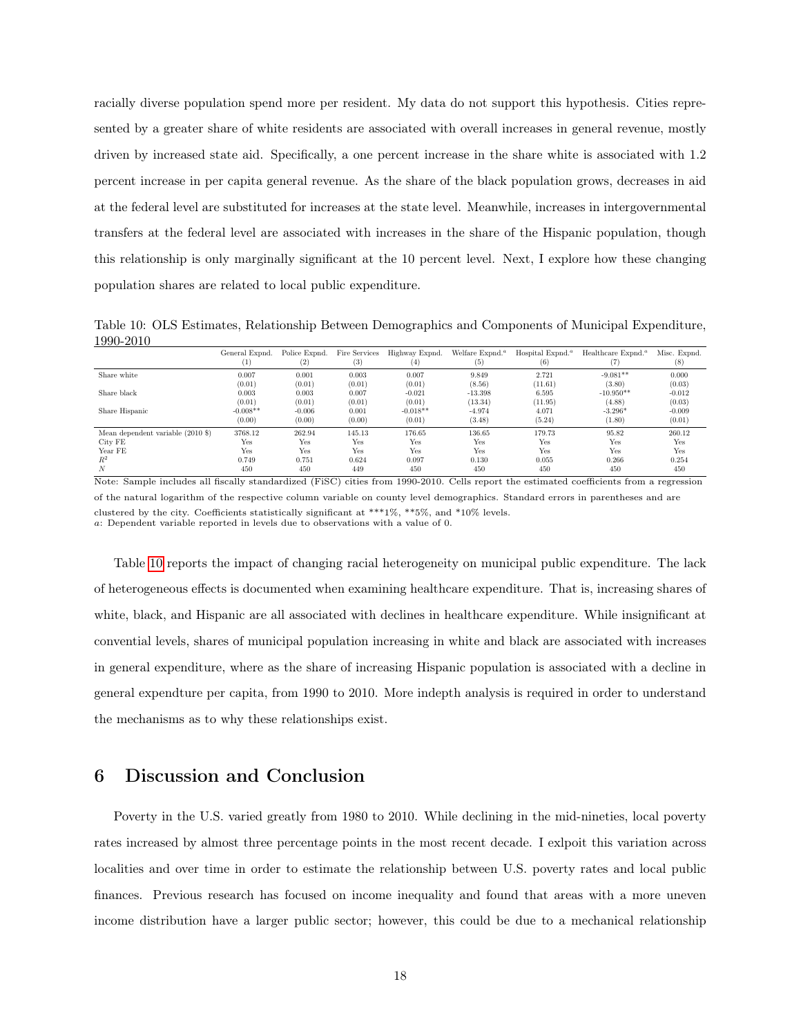racially diverse population spend more per resident. My data do not support this hypothesis. Cities represented by a greater share of white residents are associated with overall increases in general revenue, mostly driven by increased state aid. Specifically, a one percent increase in the share white is associated with 1.2 percent increase in per capita general revenue. As the share of the black population grows, decreases in aid at the federal level are substituted for increases at the state level. Meanwhile, increases in intergovernmental transfers at the federal level are associated with increases in the share of the Hispanic population, though this relationship is only marginally significant at the 10 percent level. Next, I explore how these changing population shares are related to local public expenditure.

Table 10: OLS Estimates, Relationship Between Demographics and Components of Municipal Expenditure, 1990-2010

| | General Expnd. (1) | Police Expnd. (2) | Fire Services (3) | Highway Expnd. (4) | Welfare Expnd.[a] (5) | Hospital Expnd.[a] (6) | Healthcare Expnd.[a] (7) | Misc. Expnd. (8) |
|---|---|---|---|---|---|---|---|---|
| Share white | 0.007 | 0.001 | 0.003 | 0.007 | 9.849 | 2.721 | -9.081** | 0.000 |
| | (0.01) | (0.01) | (0.01) | (0.01) | (8.56) | (11.61) | (3.80) | (0.03) |
| Share black | 0.003 | 0.003 | 0.007 | -0.021 | -13.398 | 6.595 | -10.950** | -0.012 |
| | (0.01) | (0.01) | (0.01) | (0.01) | (13.34) | (11.95) | (4.88) | (0.03) |
| Share Hispanic | -0.008** | -0.006 | 0.001 | -0.018** | -4.974 | 4.071 | -3.296* | -0.009 |
| | (0.00) | (0.00) | (0.00) | (0.01) | (3.48) | (5.24) | (1.80) | (0.01) |
| Mean dependent variable (2010 $) | 3768.12 | 262.94 | 145.13 | 176.65 | 136.65 | 179.73 | 95.82 | 260.12 |
| City FE | Yes | Yes | Yes | Yes | Yes | Yes | Yes | Yes |
| Year FE | Yes | Yes | Yes | Yes | Yes | Yes | Yes | Yes |
| $R^2$ | 0.749 | 0.751 | 0.624 | 0.097 | 0.130 | 0.055 | 0.266 | 0.254 |
| $N$ | 450 | 450 | 449 | 450 | 450 | 450 | 450 | 450 |

Note: Sample includes all fiscally standardized (FiSC) cities from 1990-2010. Cells report the estimated coefficients from a regression of the natural logarithm of the respective column variable on county level demographics. Standard errors in parentheses and are clustered by the city. Coefficients statistically significant at ***1%, **5%, and *10% levels.
*a*: Dependent variable reported in levels due to observations with a value of 0.

Table 10 reports the impact of changing racial heterogeneity on municipal public expenditure. The lack of heterogeneous effects is documented when examining healthcare expenditure. That is, increasing shares of white, black, and Hispanic are all associated with declines in healthcare expenditure. While insignificant at convential levels, shares of municipal population increasing in white and black are associated with increases in general expenditure, where as the share of increasing Hispanic population is associated with a decline in general expendture per capita, from 1990 to 2010. More indepth analysis is required in order to understand the mechanisms as to why these relationships exist.

## 6 Discussion and Conclusion

Poverty in the U.S. varied greatly from 1980 to 2010. While declining in the mid-nineties, local poverty rates increased by almost three percentage points in the most recent decade. I exlpoit this variation across localities and over time in order to estimate the relationship between U.S. poverty rates and local public finances. Previous research has focused on income inequality and found that areas with a more uneven income distribution have a larger public sector; however, this could be due to a mechanical relationship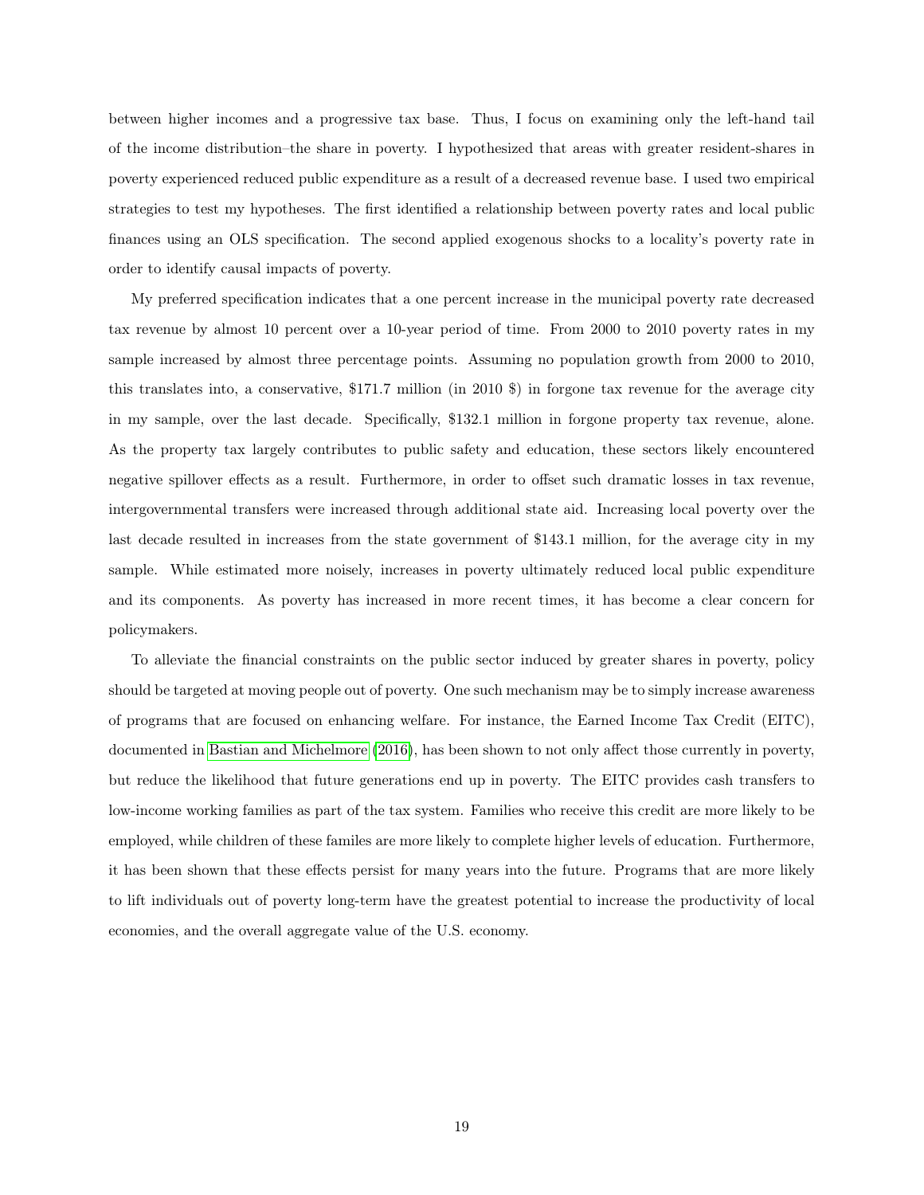between higher incomes and a progressive tax base. Thus, I focus on examining only the left-hand tail of the income distribution–the share in poverty. I hypothesized that areas with greater resident-shares in poverty experienced reduced public expenditure as a result of a decreased revenue base. I used two empirical strategies to test my hypotheses. The first identified a relationship between poverty rates and local public finances using an OLS specification. The second applied exogenous shocks to a locality's poverty rate in order to identify causal impacts of poverty.

My preferred specification indicates that a one percent increase in the municipal poverty rate decreased tax revenue by almost 10 percent over a 10-year period of time. From 2000 to 2010 poverty rates in my sample increased by almost three percentage points. Assuming no population growth from 2000 to 2010, this translates into, a conservative, $171.7 million (in 2010 $) in forgone tax revenue for the average city in my sample, over the last decade. Specifically, $132.1 million in forgone property tax revenue, alone. As the property tax largely contributes to public safety and education, these sectors likely encountered negative spillover effects as a result. Furthermore, in order to offset such dramatic losses in tax revenue, intergovernmental transfers were increased through additional state aid. Increasing local poverty over the last decade resulted in increases from the state government of $143.1 million, for the average city in my sample. While estimated more noisely, increases in poverty ultimately reduced local public expenditure and its components. As poverty has increased in more recent times, it has become a clear concern for policymakers.

To alleviate the financial constraints on the public sector induced by greater shares in poverty, policy should be targeted at moving people out of poverty. One such mechanism may be to simply increase awareness of programs that are focused on enhancing welfare. For instance, the Earned Income Tax Credit (EITC), documented in Bastian and Michelmore (2016), has been shown to not only affect those currently in poverty, but reduce the likelihood that future generations end up in poverty. The EITC provides cash transfers to low-income working families as part of the tax system. Families who receive this credit are more likely to be employed, while children of these familes are more likely to complete higher levels of education. Furthermore, it has been shown that these effects persist for many years into the future. Programs that are more likely to lift individuals out of poverty long-term have the greatest potential to increase the productivity of local economies, and the overall aggregate value of the U.S. economy.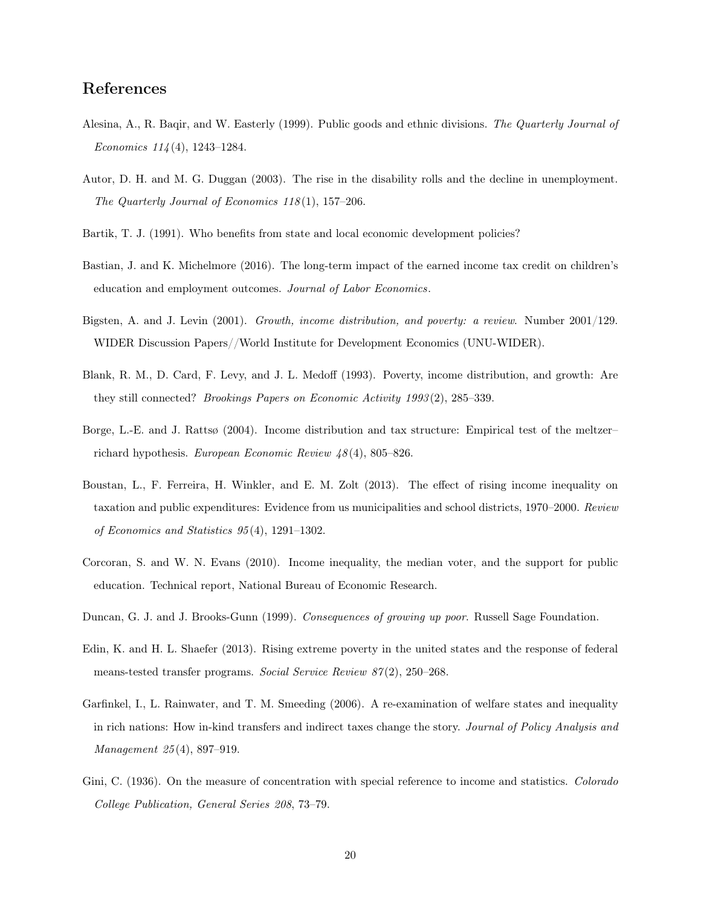# References

Alesina, A., R. Baqir, and W. Easterly (1999). Public goods and ethnic divisions. *The Quarterly Journal of Economics 114*(4), 1243–1284.

Autor, D. H. and M. G. Duggan (2003). The rise in the disability rolls and the decline in unemployment. *The Quarterly Journal of Economics 118*(1), 157–206.

Bartik, T. J. (1991). Who benefits from state and local economic development policies?

Bastian, J. and K. Michelmore (2016). The long-term impact of the earned income tax credit on children's education and employment outcomes. *Journal of Labor Economics*.

Bigsten, A. and J. Levin (2001). *Growth, income distribution, and poverty: a review*. Number 2001/129. WIDER Discussion Papers//World Institute for Development Economics (UNU-WIDER).

Blank, R. M., D. Card, F. Levy, and J. L. Medoff (1993). Poverty, income distribution, and growth: Are they still connected? *Brookings Papers on Economic Activity 1993*(2), 285–339.

Borge, L.-E. and J. Rattsø (2004). Income distribution and tax structure: Empirical test of the meltzer–richard hypothesis. *European Economic Review 48*(4), 805–826.

Boustan, L., F. Ferreira, H. Winkler, and E. M. Zolt (2013). The effect of rising income inequality on taxation and public expenditures: Evidence from us municipalities and school districts, 1970–2000. *Review of Economics and Statistics 95*(4), 1291–1302.

Corcoran, S. and W. N. Evans (2010). Income inequality, the median voter, and the support for public education. Technical report, National Bureau of Economic Research.

Duncan, G. J. and J. Brooks-Gunn (1999). *Consequences of growing up poor*. Russell Sage Foundation.

Edin, K. and H. L. Shaefer (2013). Rising extreme poverty in the united states and the response of federal means-tested transfer programs. *Social Service Review 87*(2), 250–268.

Garfinkel, I., L. Rainwater, and T. M. Smeeding (2006). A re-examination of welfare states and inequality in rich nations: How in-kind transfers and indirect taxes change the story. *Journal of Policy Analysis and Management 25*(4), 897–919.

Gini, C. (1936). On the measure of concentration with special reference to income and statistics. *Colorado College Publication, General Series 208*, 73–79.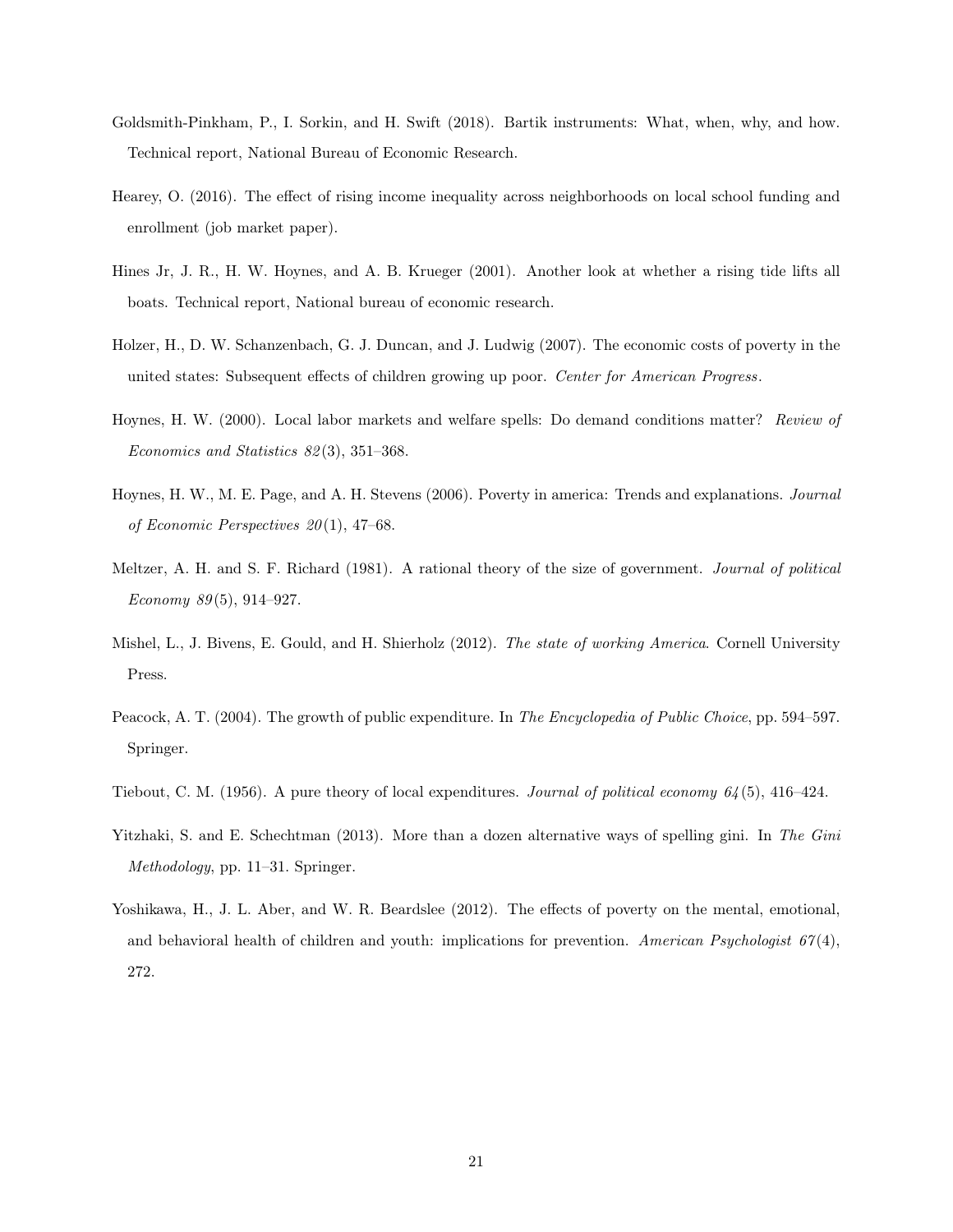Goldsmith-Pinkham, P., I. Sorkin, and H. Swift (2018). Bartik instruments: What, when, why, and how. Technical report, National Bureau of Economic Research.

Hearey, O. (2016). The effect of rising income inequality across neighborhoods on local school funding and enrollment (job market paper).

Hines Jr, J. R., H. W. Hoynes, and A. B. Krueger (2001). Another look at whether a rising tide lifts all boats. Technical report, National bureau of economic research.

Holzer, H., D. W. Schanzenbach, G. J. Duncan, and J. Ludwig (2007). The economic costs of poverty in the united states: Subsequent effects of children growing up poor. *Center for American Progress*.

Hoynes, H. W. (2000). Local labor markets and welfare spells: Do demand conditions matter? *Review of Economics and Statistics 82*(3), 351–368.

Hoynes, H. W., M. E. Page, and A. H. Stevens (2006). Poverty in america: Trends and explanations. *Journal of Economic Perspectives 20*(1), 47–68.

Meltzer, A. H. and S. F. Richard (1981). A rational theory of the size of government. *Journal of political Economy 89*(5), 914–927.

Mishel, L., J. Bivens, E. Gould, and H. Shierholz (2012). *The state of working America*. Cornell University Press.

Peacock, A. T. (2004). The growth of public expenditure. In *The Encyclopedia of Public Choice*, pp. 594–597. Springer.

Tiebout, C. M. (1956). A pure theory of local expenditures. *Journal of political economy 64*(5), 416–424.

Yitzhaki, S. and E. Schechtman (2013). More than a dozen alternative ways of spelling gini. In *The Gini Methodology*, pp. 11–31. Springer.

Yoshikawa, H., J. L. Aber, and W. R. Beardslee (2012). The effects of poverty on the mental, emotional, and behavioral health of children and youth: implications for prevention. *American Psychologist 67*(4), 272.